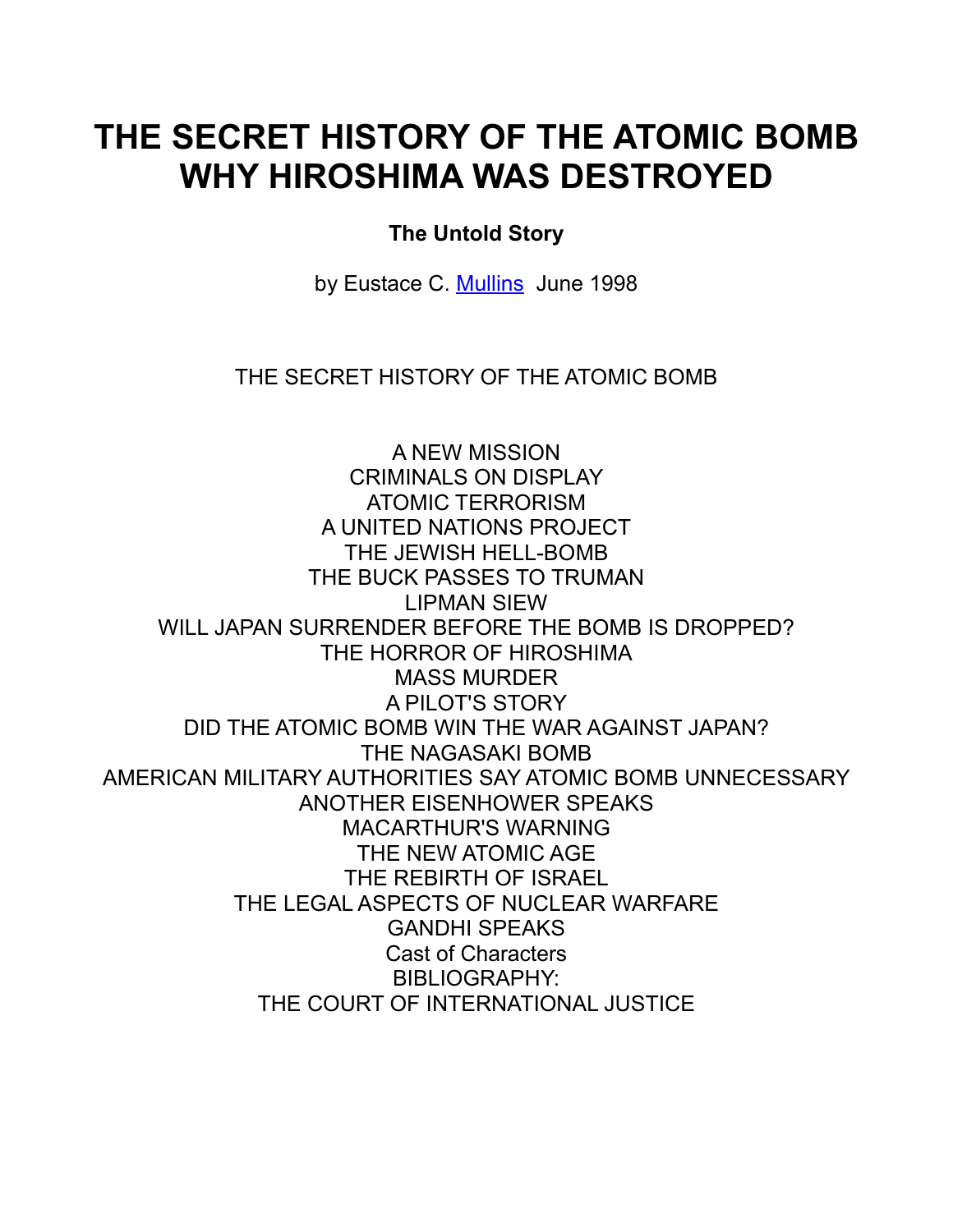# THE SECRET HISTORY OF THE ATOMIC BOMB WHY HIROSHIMA WAS DESTROYED

**The Untold Story**

by Eustace C. [Mullins] June 1998

THE SECRET HISTORY OF THE ATOMIC BOMB

A NEW MISSION
CRIMINALS ON DISPLAY
ATOMIC TERRORISM
A UNITED NATIONS PROJECT
THE JEWISH HELL-BOMB
THE BUCK PASSES TO TRUMAN
LIPMAN SIEW
WILL JAPAN SURRENDER BEFORE THE BOMB IS DROPPED?
THE HORROR OF HIROSHIMA
MASS MURDER
A PILOT'S STORY
DID THE ATOMIC BOMB WIN THE WAR AGAINST JAPAN?
THE NAGASAKI BOMB
AMERICAN MILITARY AUTHORITIES SAY ATOMIC BOMB UNNECESSARY
ANOTHER EISENHOWER SPEAKS
MACARTHUR'S WARNING
THE NEW ATOMIC AGE
THE REBIRTH OF ISRAEL
THE LEGAL ASPECTS OF NUCLEAR WARFARE
GANDHI SPEAKS
Cast of Characters
BIBLIOGRAPHY:
THE COURT OF INTERNATIONAL JUSTICE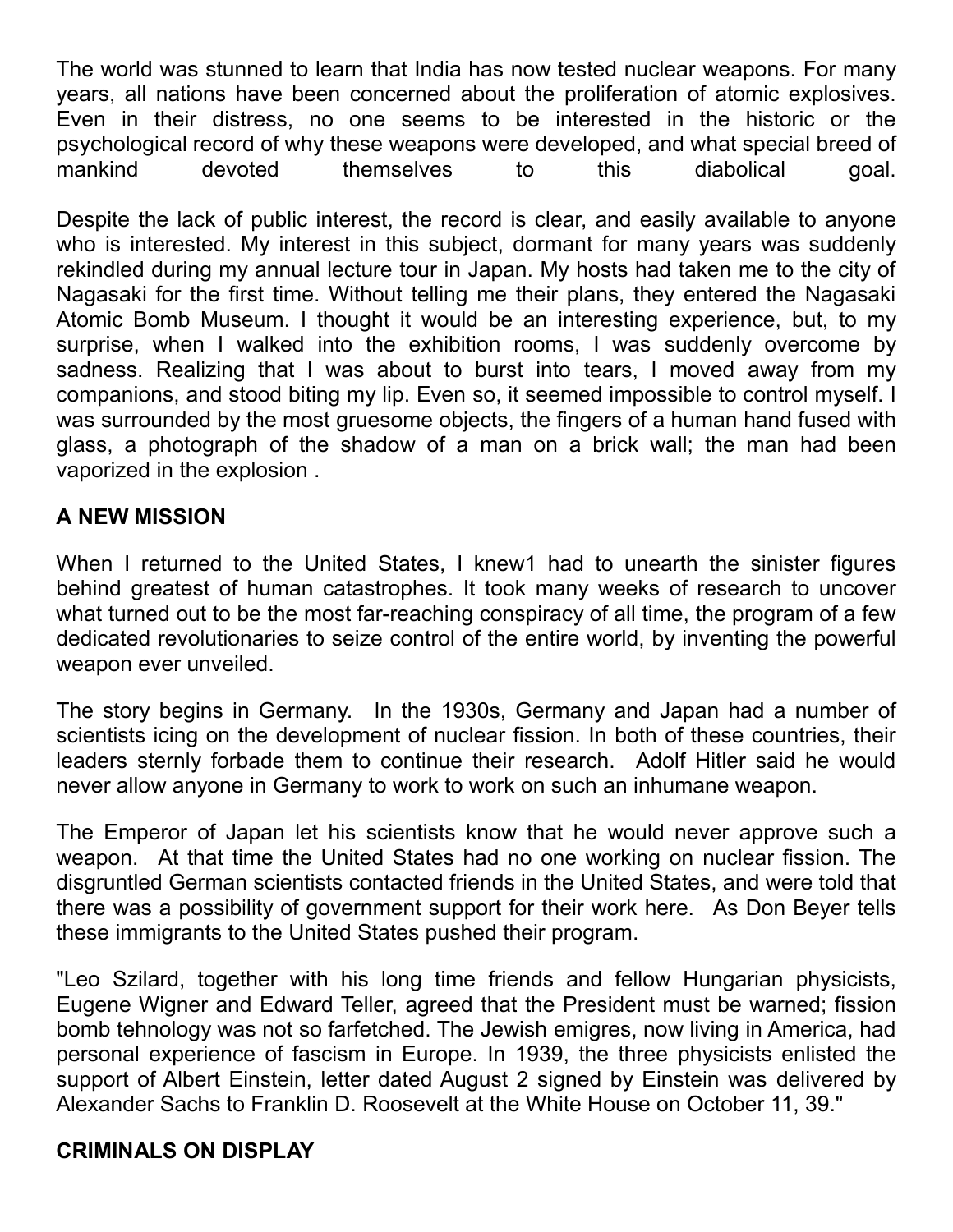The world was stunned to learn that India has now tested nuclear weapons. For many years, all nations have been concerned about the proliferation of atomic explosives. Even in their distress, no one seems to be interested in the historic or the psychological record of why these weapons were developed, and what special breed of mankind devoted themselves to this diabolical goal.

Despite the lack of public interest, the record is clear, and easily available to anyone who is interested. My interest in this subject, dormant for many years was suddenly rekindled during my annual lecture tour in Japan. My hosts had taken me to the city of Nagasaki for the first time. Without telling me their plans, they entered the Nagasaki Atomic Bomb Museum. I thought it would be an interesting experience, but, to my surprise, when I walked into the exhibition rooms, I was suddenly overcome by sadness. Realizing that I was about to burst into tears, I moved away from my companions, and stood biting my lip. Even so, it seemed impossible to control myself. I was surrounded by the most gruesome objects, the fingers of a human hand fused with glass, a photograph of the shadow of a man on a brick wall; the man had been vaporized in the explosion .

## A NEW MISSION

When I returned to the United States, I knew1 had to unearth the sinister figures behind greatest of human catastrophes. It took many weeks of research to uncover what turned out to be the most far-reaching conspiracy of all time, the program of a few dedicated revolutionaries to seize control of the entire world, by inventing the powerful weapon ever unveiled.

The story begins in Germany. In the 1930s, Germany and Japan had a number of scientists icing on the development of nuclear fission. In both of these countries, their leaders sternly forbade them to continue their research. Adolf Hitler said he would never allow anyone in Germany to work to work on such an inhumane weapon.

The Emperor of Japan let his scientists know that he would never approve such a weapon. At that time the United States had no one working on nuclear fission. The disgruntled German scientists contacted friends in the United States, and were told that there was a possibility of government support for their work here. As Don Beyer tells these immigrants to the United States pushed their program.

"Leo Szilard, together with his long time friends and fellow Hungarian physicists, Eugene Wigner and Edward Teller, agreed that the President must be warned; fission bomb tehnology was not so farfetched. The Jewish emigres, now living in America, had personal experience of fascism in Europe. In 1939, the three physicists enlisted the support of Albert Einstein, letter dated August 2 signed by Einstein was delivered by Alexander Sachs to Franklin D. Roosevelt at the White House on October 11, 39."

## CRIMINALS ON DISPLAY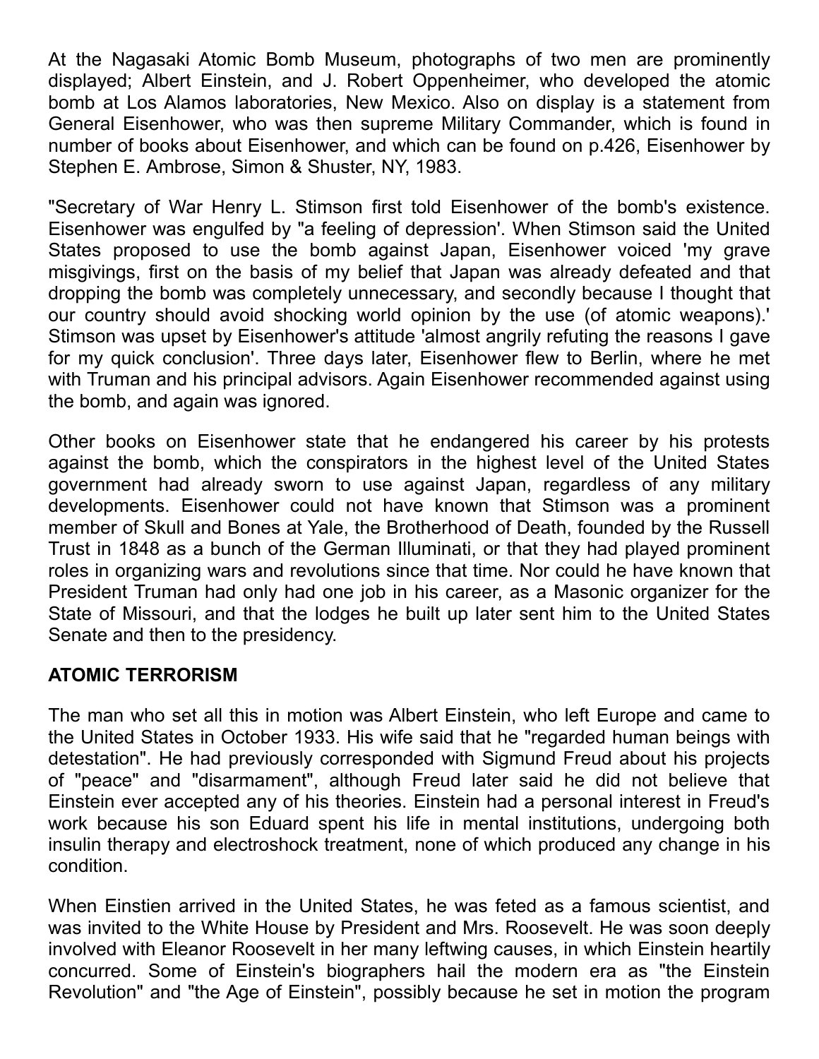At the Nagasaki Atomic Bomb Museum, photographs of two men are prominently displayed; Albert Einstein, and J. Robert Oppenheimer, who developed the atomic bomb at Los Alamos laboratories, New Mexico. Also on display is a statement from General Eisenhower, who was then supreme Military Commander, which is found in number of books about Eisenhower, and which can be found on p.426, Eisenhower by Stephen E. Ambrose, Simon & Shuster, NY, 1983.

"Secretary of War Henry L. Stimson first told Eisenhower of the bomb's existence. Eisenhower was engulfed by "a feeling of depression'. When Stimson said the United States proposed to use the bomb against Japan, Eisenhower voiced 'my grave misgivings, first on the basis of my belief that Japan was already defeated and that dropping the bomb was completely unnecessary, and secondly because I thought that our country should avoid shocking world opinion by the use (of atomic weapons).' Stimson was upset by Eisenhower's attitude 'almost angrily refuting the reasons I gave for my quick conclusion'. Three days later, Eisenhower flew to Berlin, where he met with Truman and his principal advisors. Again Eisenhower recommended against using the bomb, and again was ignored.

Other books on Eisenhower state that he endangered his career by his protests against the bomb, which the conspirators in the highest level of the United States government had already sworn to use against Japan, regardless of any military developments. Eisenhower could not have known that Stimson was a prominent member of Skull and Bones at Yale, the Brotherhood of Death, founded by the Russell Trust in 1848 as a bunch of the German Illuminati, or that they had played prominent roles in organizing wars and revolutions since that time. Nor could he have known that President Truman had only had one job in his career, as a Masonic organizer for the State of Missouri, and that the lodges he built up later sent him to the United States Senate and then to the presidency.

## ATOMIC TERRORISM

The man who set all this in motion was Albert Einstein, who left Europe and came to the United States in October 1933. His wife said that he "regarded human beings with detestation". He had previously corresponded with Sigmund Freud about his projects of "peace" and "disarmament", although Freud later said he did not believe that Einstein ever accepted any of his theories. Einstein had a personal interest in Freud's work because his son Eduard spent his life in mental institutions, undergoing both insulin therapy and electroshock treatment, none of which produced any change in his condition.

When Einstien arrived in the United States, he was feted as a famous scientist, and was invited to the White House by President and Mrs. Roosevelt. He was soon deeply involved with Eleanor Roosevelt in her many leftwing causes, in which Einstein heartily concurred. Some of Einstein's biographers hail the modern era as "the Einstein Revolution" and "the Age of Einstein", possibly because he set in motion the program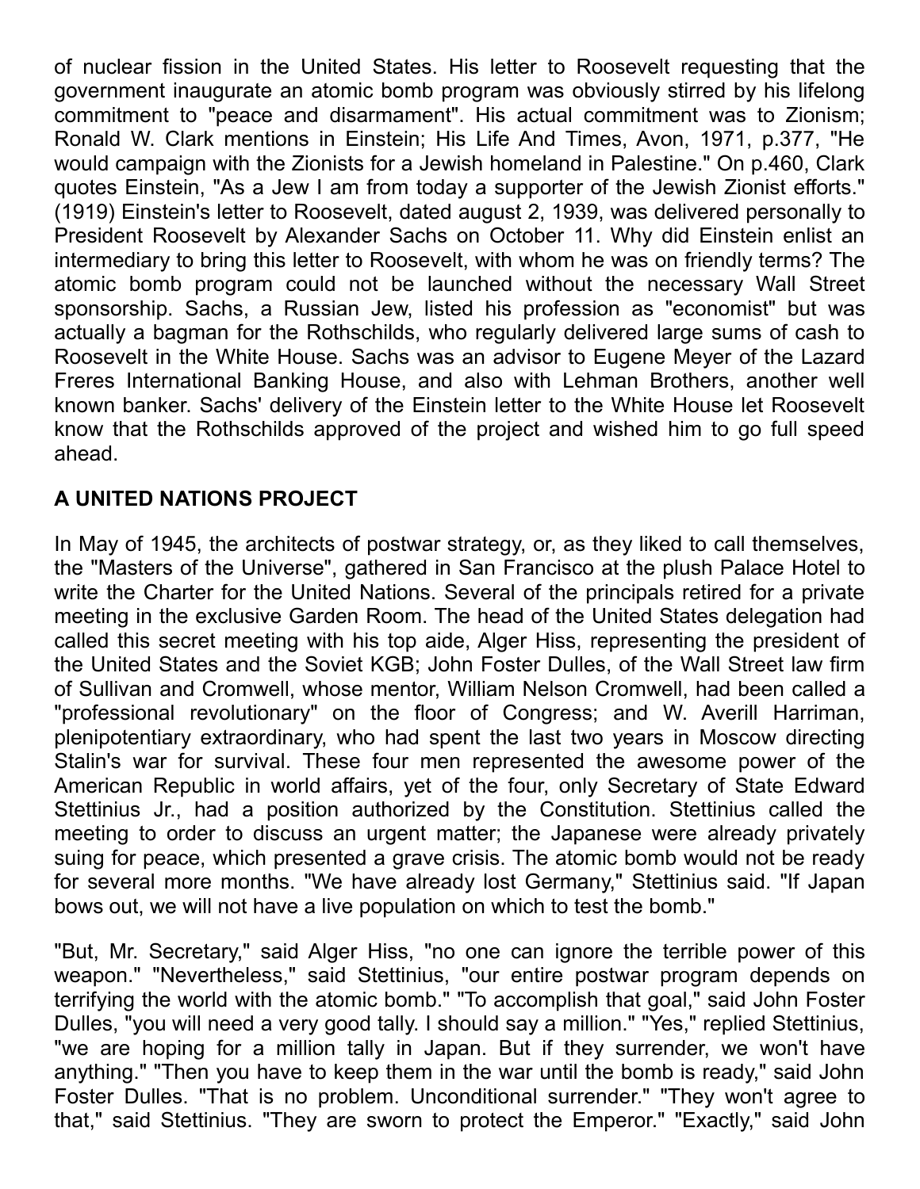of nuclear fission in the United States. His letter to Roosevelt requesting that the government inaugurate an atomic bomb program was obviously stirred by his lifelong commitment to "peace and disarmament". His actual commitment was to Zionism; Ronald W. Clark mentions in Einstein; His Life And Times, Avon, 1971, p.377, "He would campaign with the Zionists for a Jewish homeland in Palestine." On p.460, Clark quotes Einstein, "As a Jew I am from today a supporter of the Jewish Zionist efforts." (1919) Einstein's letter to Roosevelt, dated august 2, 1939, was delivered personally to President Roosevelt by Alexander Sachs on October 11. Why did Einstein enlist an intermediary to bring this letter to Roosevelt, with whom he was on friendly terms? The atomic bomb program could not be launched without the necessary Wall Street sponsorship. Sachs, a Russian Jew, listed his profession as "economist" but was actually a bagman for the Rothschilds, who regularly delivered large sums of cash to Roosevelt in the White House. Sachs was an advisor to Eugene Meyer of the Lazard Freres International Banking House, and also with Lehman Brothers, another well known banker. Sachs' delivery of the Einstein letter to the White House let Roosevelt know that the Rothschilds approved of the project and wished him to go full speed ahead.

## A UNITED NATIONS PROJECT

In May of 1945, the architects of postwar strategy, or, as they liked to call themselves, the "Masters of the Universe", gathered in San Francisco at the plush Palace Hotel to write the Charter for the United Nations. Several of the principals retired for a private meeting in the exclusive Garden Room. The head of the United States delegation had called this secret meeting with his top aide, Alger Hiss, representing the president of the United States and the Soviet KGB; John Foster Dulles, of the Wall Street law firm of Sullivan and Cromwell, whose mentor, William Nelson Cromwell, had been called a "professional revolutionary" on the floor of Congress; and W. Averill Harriman, plenipotentiary extraordinary, who had spent the last two years in Moscow directing Stalin's war for survival. These four men represented the awesome power of the American Republic in world affairs, yet of the four, only Secretary of State Edward Stettinius Jr., had a position authorized by the Constitution. Stettinius called the meeting to order to discuss an urgent matter; the Japanese were already privately suing for peace, which presented a grave crisis. The atomic bomb would not be ready for several more months. "We have already lost Germany," Stettinius said. "If Japan bows out, we will not have a live population on which to test the bomb."

"But, Mr. Secretary," said Alger Hiss, "no one can ignore the terrible power of this weapon." "Nevertheless," said Stettinius, "our entire postwar program depends on terrifying the world with the atomic bomb." "To accomplish that goal," said John Foster Dulles, "you will need a very good tally. I should say a million." "Yes," replied Stettinius, "we are hoping for a million tally in Japan. But if they surrender, we won't have anything." "Then you have to keep them in the war until the bomb is ready," said John Foster Dulles. "That is no problem. Unconditional surrender." "They won't agree to that," said Stettinius. "They are sworn to protect the Emperor." "Exactly," said John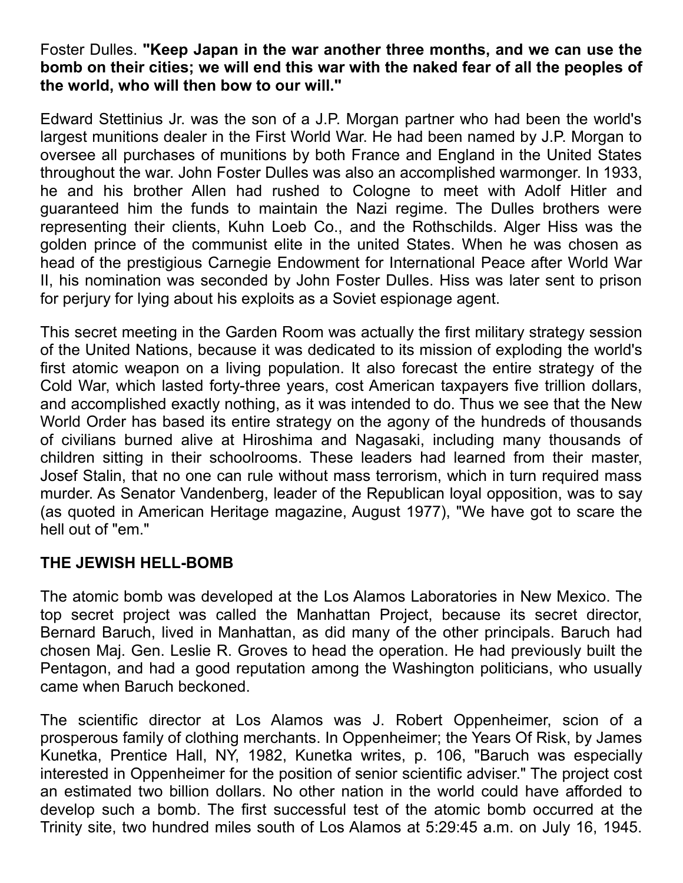Foster Dulles. **"Keep Japan in the war another three months, and we can use the bomb on their cities; we will end this war with the naked fear of all the peoples of the world, who will then bow to our will."**

Edward Stettinius Jr. was the son of a J.P. Morgan partner who had been the world's largest munitions dealer in the First World War. He had been named by J.P. Morgan to oversee all purchases of munitions by both France and England in the United States throughout the war. John Foster Dulles was also an accomplished warmonger. In 1933, he and his brother Allen had rushed to Cologne to meet with Adolf Hitler and guaranteed him the funds to maintain the Nazi regime. The Dulles brothers were representing their clients, Kuhn Loeb Co., and the Rothschilds. Alger Hiss was the golden prince of the communist elite in the united States. When he was chosen as head of the prestigious Carnegie Endowment for International Peace after World War II, his nomination was seconded by John Foster Dulles. Hiss was later sent to prison for perjury for lying about his exploits as a Soviet espionage agent.

This secret meeting in the Garden Room was actually the first military strategy session of the United Nations, because it was dedicated to its mission of exploding the world's first atomic weapon on a living population. It also forecast the entire strategy of the Cold War, which lasted forty-three years, cost American taxpayers five trillion dollars, and accomplished exactly nothing, as it was intended to do. Thus we see that the New World Order has based its entire strategy on the agony of the hundreds of thousands of civilians burned alive at Hiroshima and Nagasaki, including many thousands of children sitting in their schoolrooms. These leaders had learned from their master, Josef Stalin, that no one can rule without mass terrorism, which in turn required mass murder. As Senator Vandenberg, leader of the Republican loyal opposition, was to say (as quoted in American Heritage magazine, August 1977), "We have got to scare the hell out of "em."

## THE JEWISH HELL-BOMB

The atomic bomb was developed at the Los Alamos Laboratories in New Mexico. The top secret project was called the Manhattan Project, because its secret director, Bernard Baruch, lived in Manhattan, as did many of the other principals. Baruch had chosen Maj. Gen. Leslie R. Groves to head the operation. He had previously built the Pentagon, and had a good reputation among the Washington politicians, who usually came when Baruch beckoned.

The scientific director at Los Alamos was J. Robert Oppenheimer, scion of a prosperous family of clothing merchants. In Oppenheimer; the Years Of Risk, by James Kunetka, Prentice Hall, NY, 1982, Kunetka writes, p. 106, "Baruch was especially interested in Oppenheimer for the position of senior scientific adviser." The project cost an estimated two billion dollars. No other nation in the world could have afforded to develop such a bomb. The first successful test of the atomic bomb occurred at the Trinity site, two hundred miles south of Los Alamos at 5:29:45 a.m. on July 16, 1945.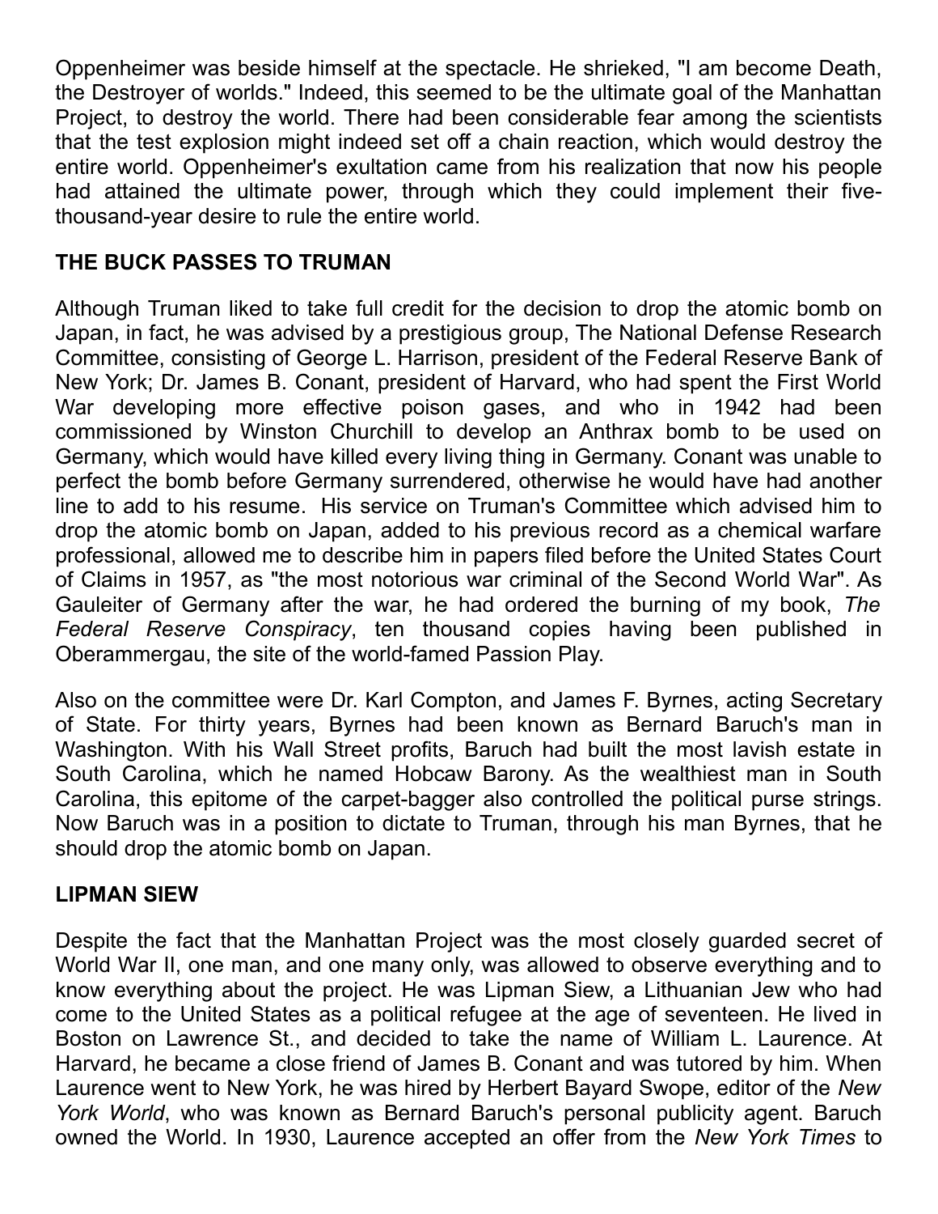Oppenheimer was beside himself at the spectacle. He shrieked, "I am become Death, the Destroyer of worlds." Indeed, this seemed to be the ultimate goal of the Manhattan Project, to destroy the world. There had been considerable fear among the scientists that the test explosion might indeed set off a chain reaction, which would destroy the entire world. Oppenheimer's exultation came from his realization that now his people had attained the ultimate power, through which they could implement their five-thousand-year desire to rule the entire world.

## THE BUCK PASSES TO TRUMAN

Although Truman liked to take full credit for the decision to drop the atomic bomb on Japan, in fact, he was advised by a prestigious group, The National Defense Research Committee, consisting of George L. Harrison, president of the Federal Reserve Bank of New York; Dr. James B. Conant, president of Harvard, who had spent the First World War developing more effective poison gases, and who in 1942 had been commissioned by Winston Churchill to develop an Anthrax bomb to be used on Germany, which would have killed every living thing in Germany. Conant was unable to perfect the bomb before Germany surrendered, otherwise he would have had another line to add to his resume. His service on Truman's Committee which advised him to drop the atomic bomb on Japan, added to his previous record as a chemical warfare professional, allowed me to describe him in papers filed before the United States Court of Claims in 1957, as "the most notorious war criminal of the Second World War". As Gauleiter of Germany after the war, he had ordered the burning of my book, *The Federal Reserve Conspiracy*, ten thousand copies having been published in Oberammergau, the site of the world-famed Passion Play.

Also on the committee were Dr. Karl Compton, and James F. Byrnes, acting Secretary of State. For thirty years, Byrnes had been known as Bernard Baruch's man in Washington. With his Wall Street profits, Baruch had built the most lavish estate in South Carolina, which he named Hobcaw Barony. As the wealthiest man in South Carolina, this epitome of the carpet-bagger also controlled the political purse strings. Now Baruch was in a position to dictate to Truman, through his man Byrnes, that he should drop the atomic bomb on Japan.

## LIPMAN SIEW

Despite the fact that the Manhattan Project was the most closely guarded secret of World War II, one man, and one many only, was allowed to observe everything and to know everything about the project. He was Lipman Siew, a Lithuanian Jew who had come to the United States as a political refugee at the age of seventeen. He lived in Boston on Lawrence St., and decided to take the name of William L. Laurence. At Harvard, he became a close friend of James B. Conant and was tutored by him. When Laurence went to New York, he was hired by Herbert Bayard Swope, editor of the *New York World*, who was known as Bernard Baruch's personal publicity agent. Baruch owned the World. In 1930, Laurence accepted an offer from the *New York Times* to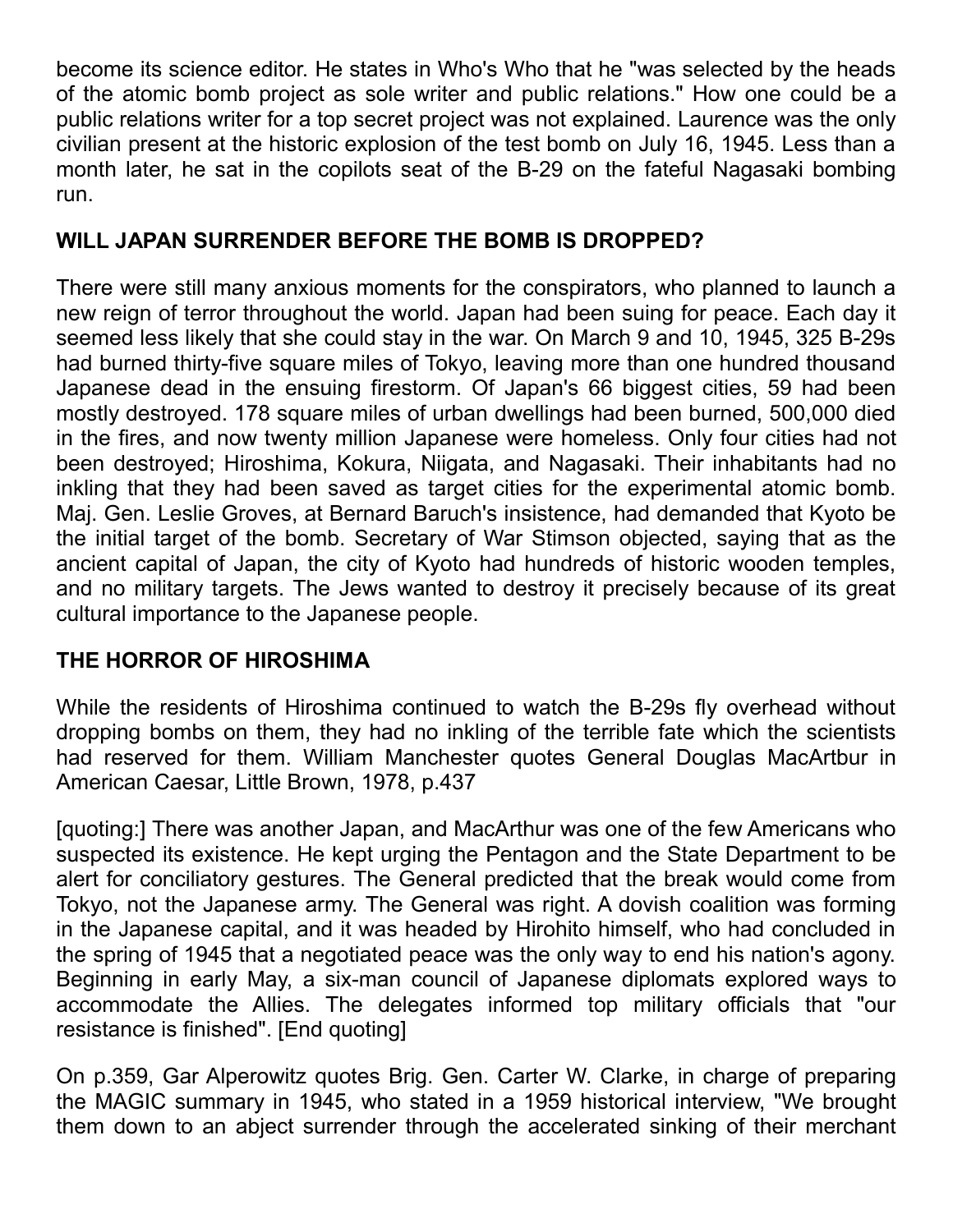become its science editor. He states in Who's Who that he "was selected by the heads of the atomic bomb project as sole writer and public relations." How one could be a public relations writer for a top secret project was not explained. Laurence was the only civilian present at the historic explosion of the test bomb on July 16, 1945. Less than a month later, he sat in the copilots seat of the B-29 on the fateful Nagasaki bombing run.

## WILL JAPAN SURRENDER BEFORE THE BOMB IS DROPPED?

There were still many anxious moments for the conspirators, who planned to launch a new reign of terror throughout the world. Japan had been suing for peace. Each day it seemed less likely that she could stay in the war. On March 9 and 10, 1945, 325 B-29s had burned thirty-five square miles of Tokyo, leaving more than one hundred thousand Japanese dead in the ensuing firestorm. Of Japan's 66 biggest cities, 59 had been mostly destroyed. 178 square miles of urban dwellings had been burned, 500,000 died in the fires, and now twenty million Japanese were homeless. Only four cities had not been destroyed; Hiroshima, Kokura, Niigata, and Nagasaki. Their inhabitants had no inkling that they had been saved as target cities for the experimental atomic bomb. Maj. Gen. Leslie Groves, at Bernard Baruch's insistence, had demanded that Kyoto be the initial target of the bomb. Secretary of War Stimson objected, saying that as the ancient capital of Japan, the city of Kyoto had hundreds of historic wooden temples, and no military targets. The Jews wanted to destroy it precisely because of its great cultural importance to the Japanese people.

## THE HORROR OF HIROSHIMA

While the residents of Hiroshima continued to watch the B-29s fly overhead without dropping bombs on them, they had no inkling of the terrible fate which the scientists had reserved for them. William Manchester quotes General Douglas MacArtbur in American Caesar, Little Brown, 1978, p.437

[quoting:] There was another Japan, and MacArthur was one of the few Americans who suspected its existence. He kept urging the Pentagon and the State Department to be alert for conciliatory gestures. The General predicted that the break would come from Tokyo, not the Japanese army. The General was right. A dovish coalition was forming in the Japanese capital, and it was headed by Hirohito himself, who had concluded in the spring of 1945 that a negotiated peace was the only way to end his nation's agony. Beginning in early May, a six-man council of Japanese diplomats explored ways to accommodate the Allies. The delegates informed top military officials that "our resistance is finished". [End quoting]

On p.359, Gar Alperowitz quotes Brig. Gen. Carter W. Clarke, in charge of preparing the MAGIC summary in 1945, who stated in a 1959 historical interview, "We brought them down to an abject surrender through the accelerated sinking of their merchant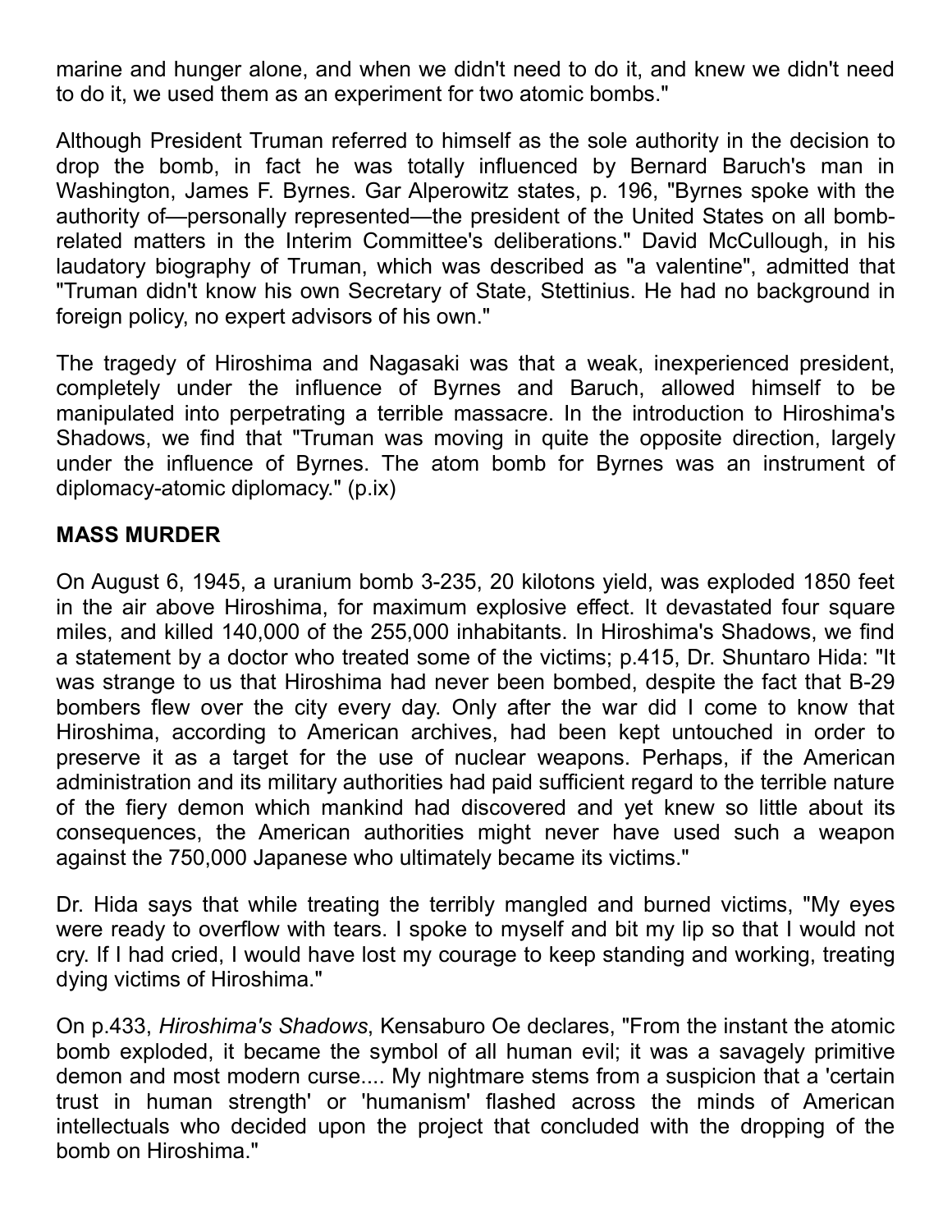marine and hunger alone, and when we didn't need to do it, and knew we didn't need to do it, we used them as an experiment for two atomic bombs."

Although President Truman referred to himself as the sole authority in the decision to drop the bomb, in fact he was totally influenced by Bernard Baruch's man in Washington, James F. Byrnes. Gar Alperowitz states, p. 196, "Byrnes spoke with the authority of—personally represented—the president of the United States on all bomb-related matters in the Interim Committee's deliberations." David McCullough, in his laudatory biography of Truman, which was described as "a valentine", admitted that "Truman didn't know his own Secretary of State, Stettinius. He had no background in foreign policy, no expert advisors of his own."

The tragedy of Hiroshima and Nagasaki was that a weak, inexperienced president, completely under the influence of Byrnes and Baruch, allowed himself to be manipulated into perpetrating a terrible massacre. In the introduction to Hiroshima's Shadows, we find that "Truman was moving in quite the opposite direction, largely under the influence of Byrnes. The atom bomb for Byrnes was an instrument of diplomacy-atomic diplomacy." (p.ix)

## MASS MURDER

On August 6, 1945, a uranium bomb 3-235, 20 kilotons yield, was exploded 1850 feet in the air above Hiroshima, for maximum explosive effect. It devastated four square miles, and killed 140,000 of the 255,000 inhabitants. In Hiroshima's Shadows, we find a statement by a doctor who treated some of the victims; p.415, Dr. Shuntaro Hida: "It was strange to us that Hiroshima had never been bombed, despite the fact that B-29 bombers flew over the city every day. Only after the war did I come to know that Hiroshima, according to American archives, had been kept untouched in order to preserve it as a target for the use of nuclear weapons. Perhaps, if the American administration and its military authorities had paid sufficient regard to the terrible nature of the fiery demon which mankind had discovered and yet knew so little about its consequences, the American authorities might never have used such a weapon against the 750,000 Japanese who ultimately became its victims."

Dr. Hida says that while treating the terribly mangled and burned victims, "My eyes were ready to overflow with tears. I spoke to myself and bit my lip so that I would not cry. If I had cried, I would have lost my courage to keep standing and working, treating dying victims of Hiroshima."

On p.433, *Hiroshima's Shadows*, Kensaburo Oe declares, "From the instant the atomic bomb exploded, it became the symbol of all human evil; it was a savagely primitive demon and most modern curse.... My nightmare stems from a suspicion that a 'certain trust in human strength' or 'humanism' flashed across the minds of American intellectuals who decided upon the project that concluded with the dropping of the bomb on Hiroshima."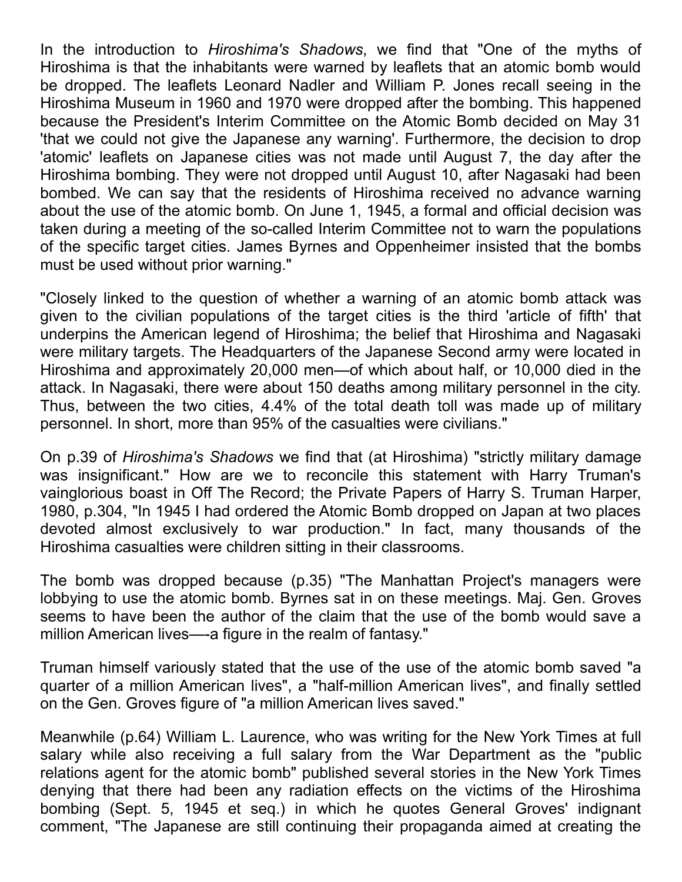In the introduction to *Hiroshima's Shadows*, we find that "One of the myths of Hiroshima is that the inhabitants were warned by leaflets that an atomic bomb would be dropped. The leaflets Leonard Nadler and William P. Jones recall seeing in the Hiroshima Museum in 1960 and 1970 were dropped after the bombing. This happened because the President's Interim Committee on the Atomic Bomb decided on May 31 'that we could not give the Japanese any warning'. Furthermore, the decision to drop 'atomic' leaflets on Japanese cities was not made until August 7, the day after the Hiroshima bombing. They were not dropped until August 10, after Nagasaki had been bombed. We can say that the residents of Hiroshima received no advance warning about the use of the atomic bomb. On June 1, 1945, a formal and official decision was taken during a meeting of the so-called Interim Committee not to warn the populations of the specific target cities. James Byrnes and Oppenheimer insisted that the bombs must be used without prior warning."

"Closely linked to the question of whether a warning of an atomic bomb attack was given to the civilian populations of the target cities is the third 'article of fifth' that underpins the American legend of Hiroshima; the belief that Hiroshima and Nagasaki were military targets. The Headquarters of the Japanese Second army were located in Hiroshima and approximately 20,000 men—of which about half, or 10,000 died in the attack. In Nagasaki, there were about 150 deaths among military personnel in the city. Thus, between the two cities, 4.4% of the total death toll was made up of military personnel. In short, more than 95% of the casualties were civilians."

On p.39 of *Hiroshima's Shadows* we find that (at Hiroshima) "strictly military damage was insignificant." How are we to reconcile this statement with Harry Truman's vainglorious boast in Off The Record; the Private Papers of Harry S. Truman Harper, 1980, p.304, "In 1945 I had ordered the Atomic Bomb dropped on Japan at two places devoted almost exclusively to war production." In fact, many thousands of the Hiroshima casualties were children sitting in their classrooms.

The bomb was dropped because (p.35) "The Manhattan Project's managers were lobbying to use the atomic bomb. Byrnes sat in on these meetings. Maj. Gen. Groves seems to have been the author of the claim that the use of the bomb would save a million American lives—-a figure in the realm of fantasy."

Truman himself variously stated that the use of the use of the atomic bomb saved "a quarter of a million American lives", a "half-million American lives", and finally settled on the Gen. Groves figure of "a million American lives saved."

Meanwhile (p.64) William L. Laurence, who was writing for the New York Times at full salary while also receiving a full salary from the War Department as the "public relations agent for the atomic bomb" published several stories in the New York Times denying that there had been any radiation effects on the victims of the Hiroshima bombing (Sept. 5, 1945 et seq.) in which he quotes General Groves' indignant comment, "The Japanese are still continuing their propaganda aimed at creating the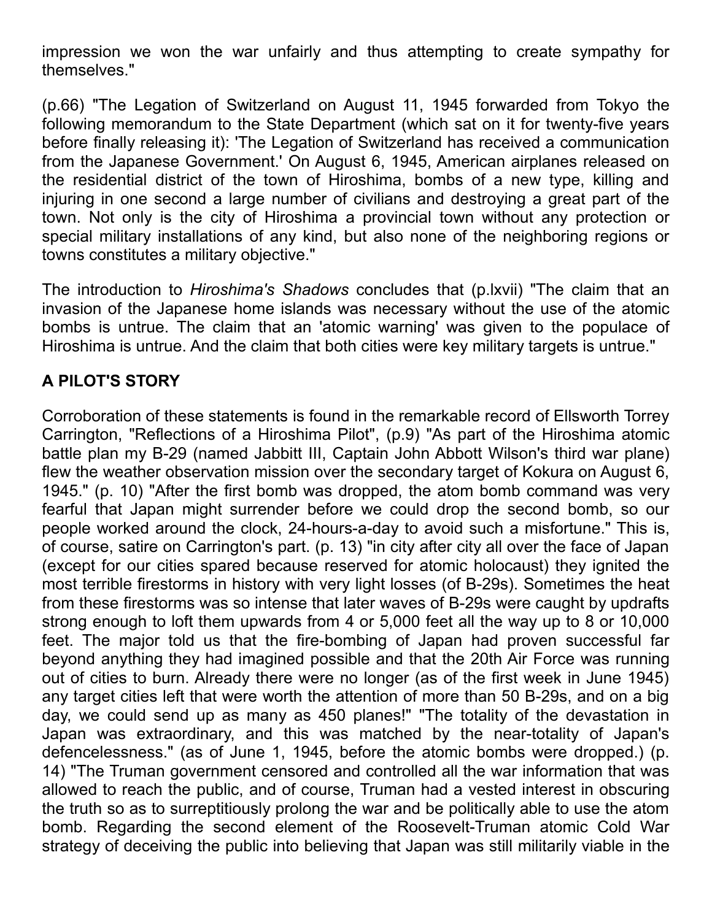impression we won the war unfairly and thus attempting to create sympathy for themselves."

(p.66) "The Legation of Switzerland on August 11, 1945 forwarded from Tokyo the following memorandum to the State Department (which sat on it for twenty-five years before finally releasing it): 'The Legation of Switzerland has received a communication from the Japanese Government.' On August 6, 1945, American airplanes released on the residential district of the town of Hiroshima, bombs of a new type, killing and injuring in one second a large number of civilians and destroying a great part of the town. Not only is the city of Hiroshima a provincial town without any protection or special military installations of any kind, but also none of the neighboring regions or towns constitutes a military objective."

The introduction to *Hiroshima's Shadows* concludes that (p.lxvii) "The claim that an invasion of the Japanese home islands was necessary without the use of the atomic bombs is untrue. The claim that an 'atomic warning' was given to the populace of Hiroshima is untrue. And the claim that both cities were key military targets is untrue."

## A PILOT'S STORY

Corroboration of these statements is found in the remarkable record of Ellsworth Torrey Carrington, "Reflections of a Hiroshima Pilot", (p.9) "As part of the Hiroshima atomic battle plan my B-29 (named Jabbitt III, Captain John Abbott Wilson's third war plane) flew the weather observation mission over the secondary target of Kokura on August 6, 1945." (p. 10) "After the first bomb was dropped, the atom bomb command was very fearful that Japan might surrender before we could drop the second bomb, so our people worked around the clock, 24-hours-a-day to avoid such a misfortune." This is, of course, satire on Carrington's part. (p. 13) "in city after city all over the face of Japan (except for our cities spared because reserved for atomic holocaust) they ignited the most terrible firestorms in history with very light losses (of B-29s). Sometimes the heat from these firestorms was so intense that later waves of B-29s were caught by updrafts strong enough to loft them upwards from 4 or 5,000 feet all the way up to 8 or 10,000 feet. The major told us that the fire-bombing of Japan had proven successful far beyond anything they had imagined possible and that the 20th Air Force was running out of cities to burn. Already there were no longer (as of the first week in June 1945) any target cities left that were worth the attention of more than 50 B-29s, and on a big day, we could send up as many as 450 planes!" "The totality of the devastation in Japan was extraordinary, and this was matched by the near-totality of Japan's defencelessness." (as of June 1, 1945, before the atomic bombs were dropped.) (p. 14) "The Truman government censored and controlled all the war information that was allowed to reach the public, and of course, Truman had a vested interest in obscuring the truth so as to surreptitiously prolong the war and be politically able to use the atom bomb. Regarding the second element of the Roosevelt-Truman atomic Cold War strategy of deceiving the public into believing that Japan was still militarily viable in the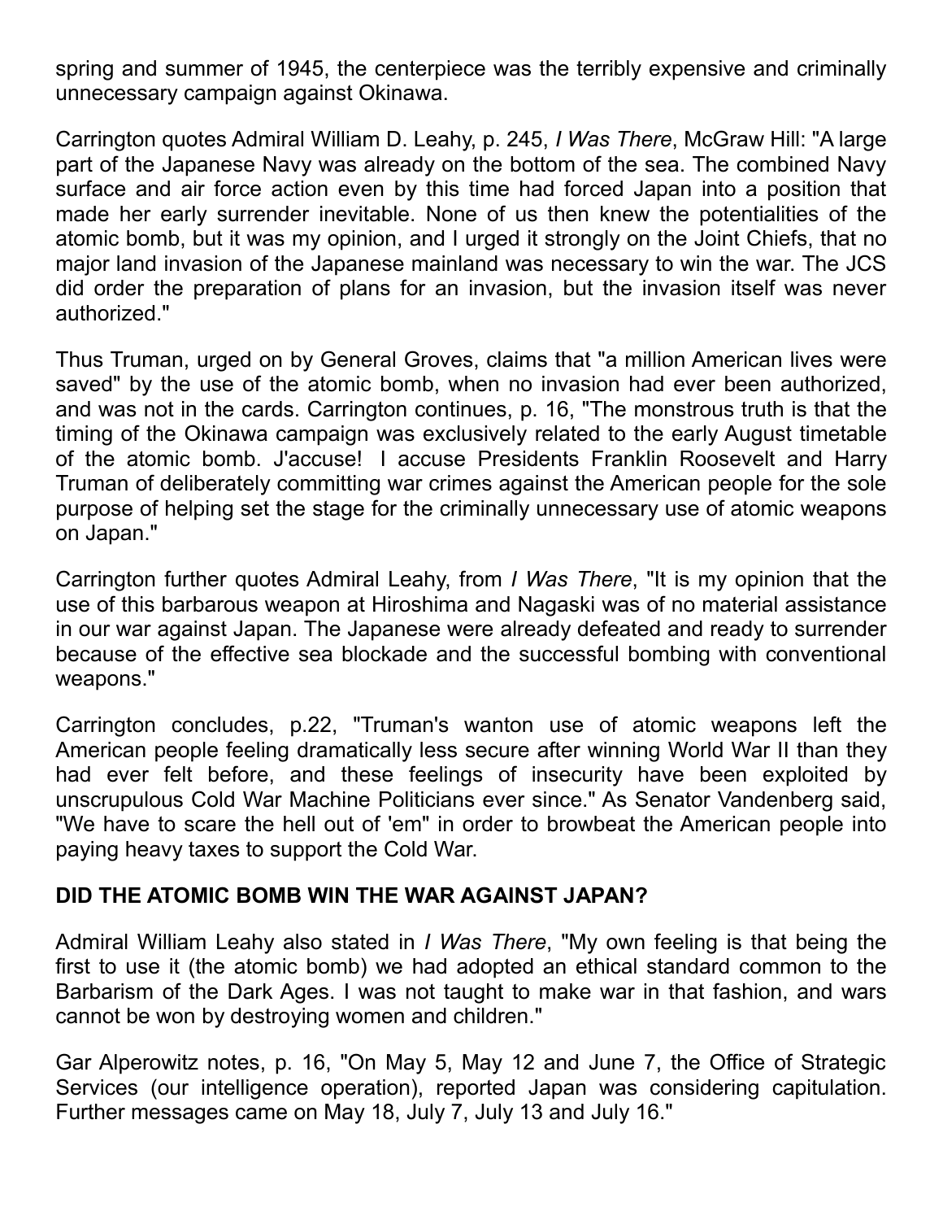spring and summer of 1945, the centerpiece was the terribly expensive and criminally unnecessary campaign against Okinawa.

Carrington quotes Admiral William D. Leahy, p. 245, *I Was There*, McGraw Hill: "A large part of the Japanese Navy was already on the bottom of the sea. The combined Navy surface and air force action even by this time had forced Japan into a position that made her early surrender inevitable. None of us then knew the potentialities of the atomic bomb, but it was my opinion, and I urged it strongly on the Joint Chiefs, that no major land invasion of the Japanese mainland was necessary to win the war. The JCS did order the preparation of plans for an invasion, but the invasion itself was never authorized."

Thus Truman, urged on by General Groves, claims that "a million American lives were saved" by the use of the atomic bomb, when no invasion had ever been authorized, and was not in the cards. Carrington continues, p. 16, "The monstrous truth is that the timing of the Okinawa campaign was exclusively related to the early August timetable of the atomic bomb. J'accuse! I accuse Presidents Franklin Roosevelt and Harry Truman of deliberately committing war crimes against the American people for the sole purpose of helping set the stage for the criminally unnecessary use of atomic weapons on Japan."

Carrington further quotes Admiral Leahy, from *I Was There*, "It is my opinion that the use of this barbarous weapon at Hiroshima and Nagaski was of no material assistance in our war against Japan. The Japanese were already defeated and ready to surrender because of the effective sea blockade and the successful bombing with conventional weapons."

Carrington concludes, p.22, "Truman's wanton use of atomic weapons left the American people feeling dramatically less secure after winning World War II than they had ever felt before, and these feelings of insecurity have been exploited by unscrupulous Cold War Machine Politicians ever since." As Senator Vandenberg said, "We have to scare the hell out of 'em" in order to browbeat the American people into paying heavy taxes to support the Cold War.

**DID THE ATOMIC BOMB WIN THE WAR AGAINST JAPAN?**

Admiral William Leahy also stated in *I Was There*, "My own feeling is that being the first to use it (the atomic bomb) we had adopted an ethical standard common to the Barbarism of the Dark Ages. I was not taught to make war in that fashion, and wars cannot be won by destroying women and children."

Gar Alperowitz notes, p. 16, "On May 5, May 12 and June 7, the Office of Strategic Services (our intelligence operation), reported Japan was considering capitulation. Further messages came on May 18, July 7, July 13 and July 16."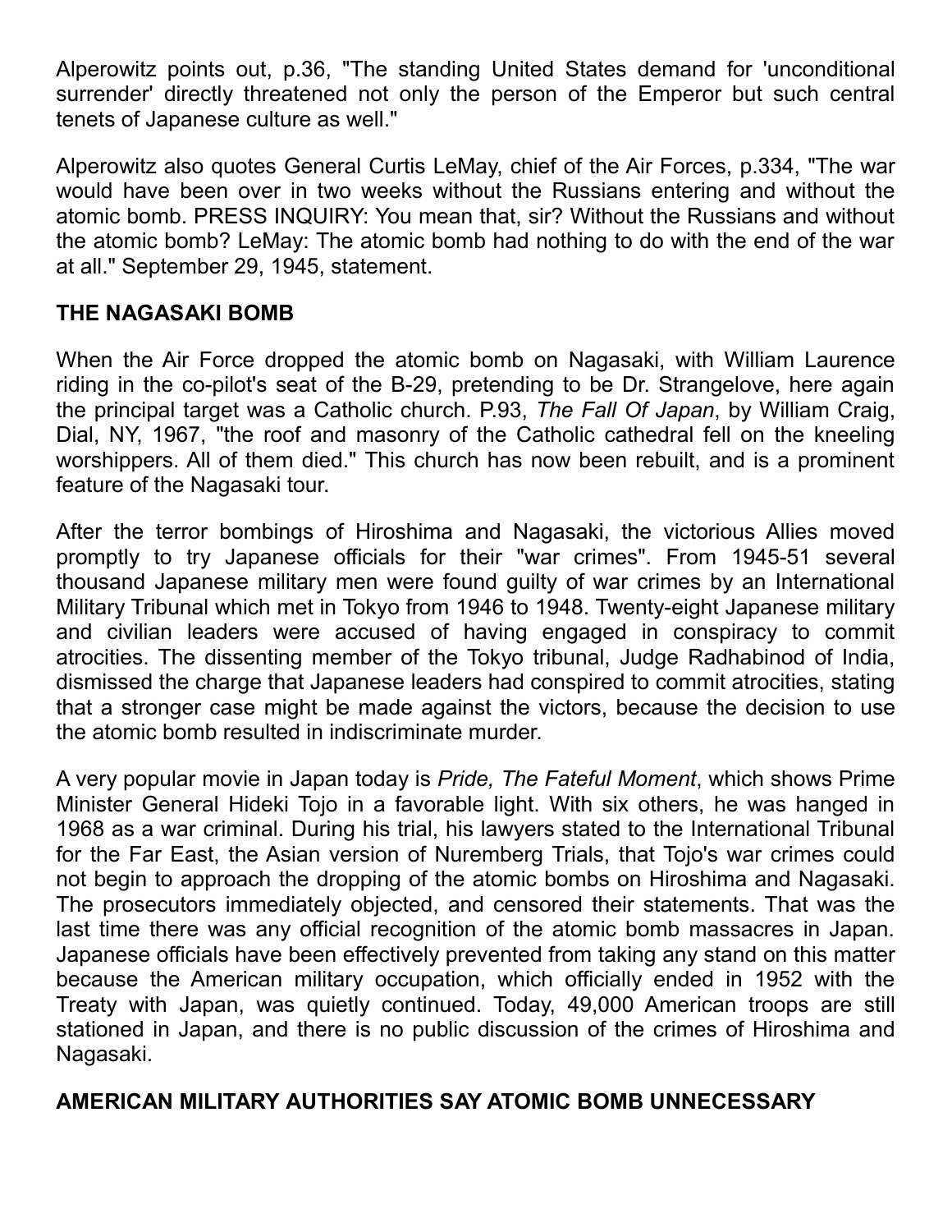Alperowitz points out, p.36, "The standing United States demand for 'unconditional surrender' directly threatened not only the person of the Emperor but such central tenets of Japanese culture as well."

Alperowitz also quotes General Curtis LeMay, chief of the Air Forces, p.334, "The war would have been over in two weeks without the Russians entering and without the atomic bomb. PRESS INQUIRY: You mean that, sir? Without the Russians and without the atomic bomb? LeMay: The atomic bomb had nothing to do with the end of the war at all." September 29, 1945, statement.

## THE NAGASAKI BOMB

When the Air Force dropped the atomic bomb on Nagasaki, with William Laurence riding in the co-pilot's seat of the B-29, pretending to be Dr. Strangelove, here again the principal target was a Catholic church. P.93, *The Fall Of Japan*, by William Craig, Dial, NY, 1967, "the roof and masonry of the Catholic cathedral fell on the kneeling worshippers. All of them died." This church has now been rebuilt, and is a prominent feature of the Nagasaki tour.

After the terror bombings of Hiroshima and Nagasaki, the victorious Allies moved promptly to try Japanese officials for their "war crimes". From 1945-51 several thousand Japanese military men were found guilty of war crimes by an International Military Tribunal which met in Tokyo from 1946 to 1948. Twenty-eight Japanese military and civilian leaders were accused of having engaged in conspiracy to commit atrocities. The dissenting member of the Tokyo tribunal, Judge Radhabinod of India, dismissed the charge that Japanese leaders had conspired to commit atrocities, stating that a stronger case might be made against the victors, because the decision to use the atomic bomb resulted in indiscriminate murder.

A very popular movie in Japan today is *Pride, The Fateful Moment*, which shows Prime Minister General Hideki Tojo in a favorable light. With six others, he was hanged in 1968 as a war criminal. During his trial, his lawyers stated to the International Tribunal for the Far East, the Asian version of Nuremberg Trials, that Tojo's war crimes could not begin to approach the dropping of the atomic bombs on Hiroshima and Nagasaki. The prosecutors immediately objected, and censored their statements. That was the last time there was any official recognition of the atomic bomb massacres in Japan. Japanese officials have been effectively prevented from taking any stand on this matter because the American military occupation, which officially ended in 1952 with the Treaty with Japan, was quietly continued. Today, 49,000 American troops are still stationed in Japan, and there is no public discussion of the crimes of Hiroshima and Nagasaki.

## AMERICAN MILITARY AUTHORITIES SAY ATOMIC BOMB UNNECESSARY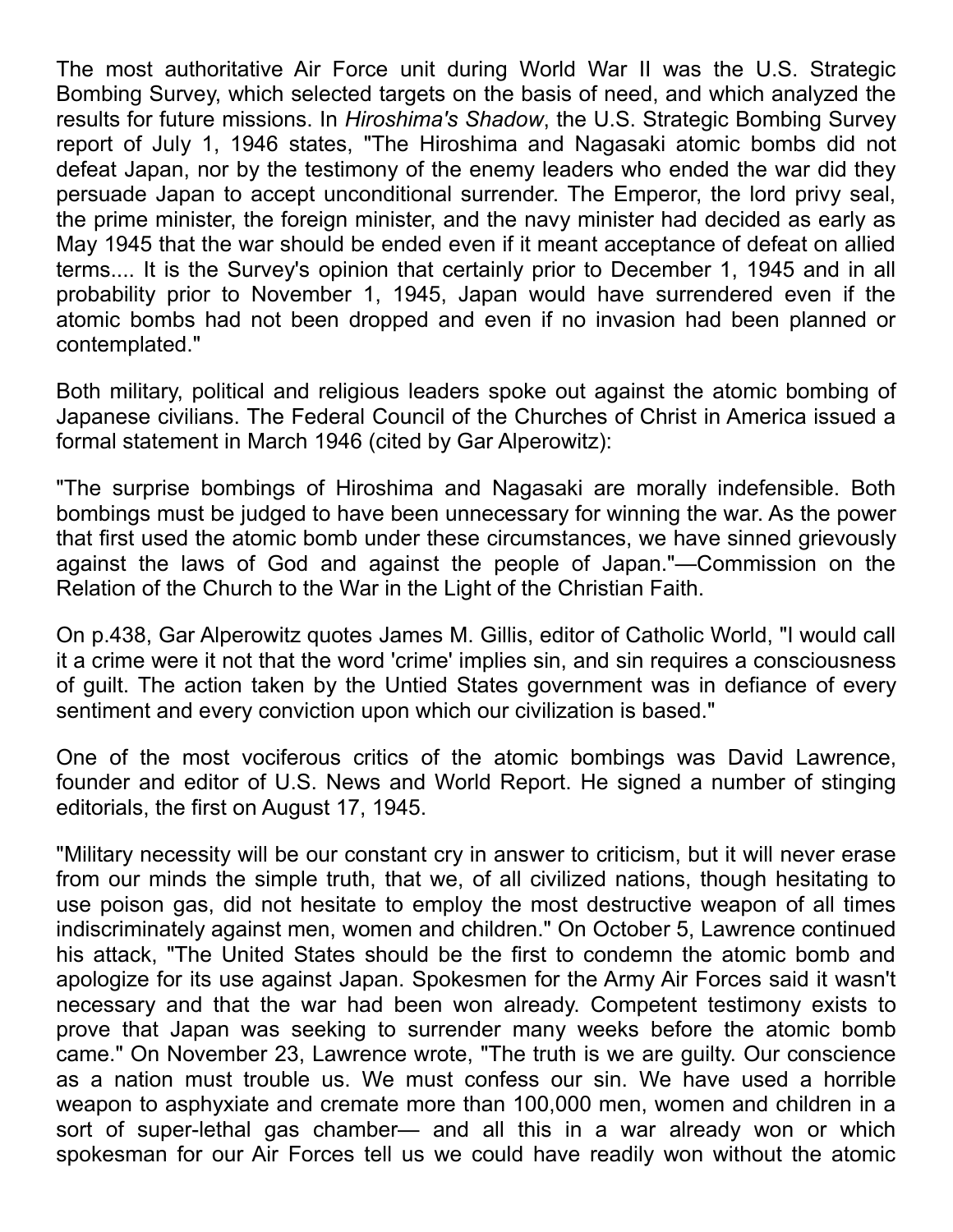The most authoritative Air Force unit during World War II was the U.S. Strategic Bombing Survey, which selected targets on the basis of need, and which analyzed the results for future missions. In *Hiroshima's Shadow*, the U.S. Strategic Bombing Survey report of July 1, 1946 states, "The Hiroshima and Nagasaki atomic bombs did not defeat Japan, nor by the testimony of the enemy leaders who ended the war did they persuade Japan to accept unconditional surrender. The Emperor, the lord privy seal, the prime minister, the foreign minister, and the navy minister had decided as early as May 1945 that the war should be ended even if it meant acceptance of defeat on allied terms.... It is the Survey's opinion that certainly prior to December 1, 1945 and in all probability prior to November 1, 1945, Japan would have surrendered even if the atomic bombs had not been dropped and even if no invasion had been planned or contemplated."

Both military, political and religious leaders spoke out against the atomic bombing of Japanese civilians. The Federal Council of the Churches of Christ in America issued a formal statement in March 1946 (cited by Gar Alperowitz):

"The surprise bombings of Hiroshima and Nagasaki are morally indefensible. Both bombings must be judged to have been unnecessary for winning the war. As the power that first used the atomic bomb under these circumstances, we have sinned grievously against the laws of God and against the people of Japan."—Commission on the Relation of the Church to the War in the Light of the Christian Faith.

On p.438, Gar Alperowitz quotes James M. Gillis, editor of Catholic World, "I would call it a crime were it not that the word 'crime' implies sin, and sin requires a consciousness of guilt. The action taken by the Untied States government was in defiance of every sentiment and every conviction upon which our civilization is based."

One of the most vociferous critics of the atomic bombings was David Lawrence, founder and editor of U.S. News and World Report. He signed a number of stinging editorials, the first on August 17, 1945.

"Military necessity will be our constant cry in answer to criticism, but it will never erase from our minds the simple truth, that we, of all civilized nations, though hesitating to use poison gas, did not hesitate to employ the most destructive weapon of all times indiscriminately against men, women and children." On October 5, Lawrence continued his attack, "The United States should be the first to condemn the atomic bomb and apologize for its use against Japan. Spokesmen for the Army Air Forces said it wasn't necessary and that the war had been won already. Competent testimony exists to prove that Japan was seeking to surrender many weeks before the atomic bomb came." On November 23, Lawrence wrote, "The truth is we are guilty. Our conscience as a nation must trouble us. We must confess our sin. We have used a horrible weapon to asphyxiate and cremate more than 100,000 men, women and children in a sort of super-lethal gas chamber— and all this in a war already won or which spokesman for our Air Forces tell us we could have readily won without the atomic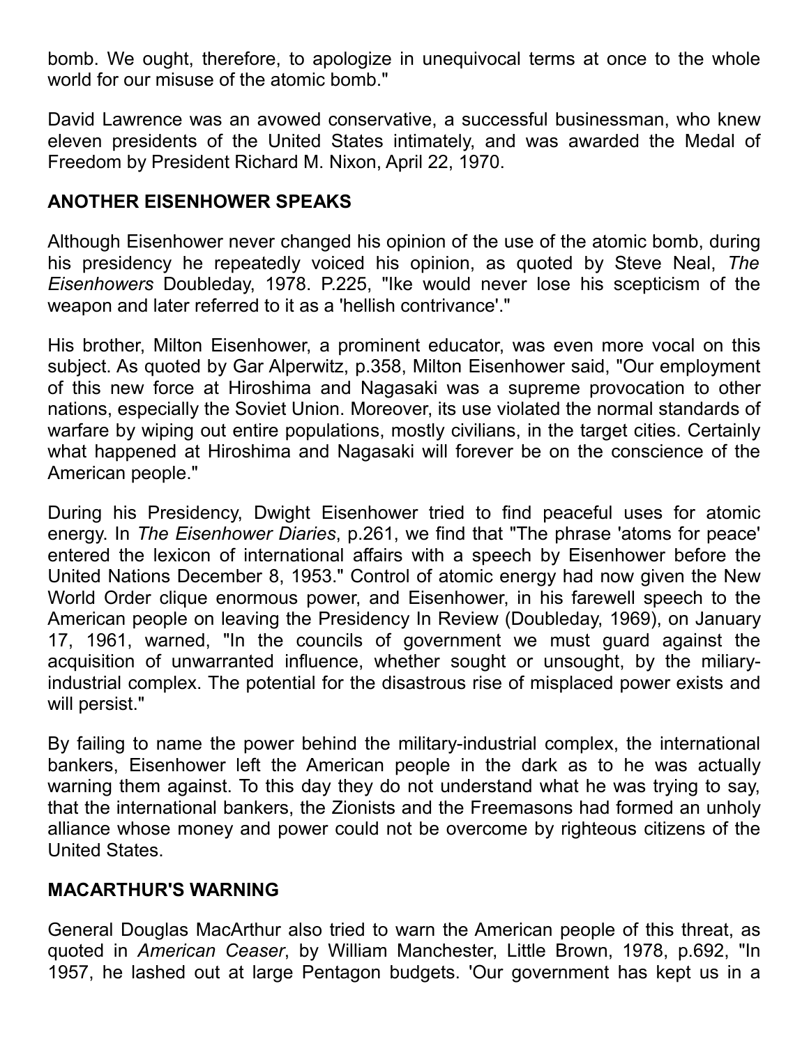bomb. We ought, therefore, to apologize in unequivocal terms at once to the whole world for our misuse of the atomic bomb."

David Lawrence was an avowed conservative, a successful businessman, who knew eleven presidents of the United States intimately, and was awarded the Medal of Freedom by President Richard M. Nixon, April 22, 1970.

## ANOTHER EISENHOWER SPEAKS

Although Eisenhower never changed his opinion of the use of the atomic bomb, during his presidency he repeatedly voiced his opinion, as quoted by Steve Neal, *The Eisenhowers* Doubleday, 1978. P.225, "Ike would never lose his scepticism of the weapon and later referred to it as a 'hellish contrivance'."

His brother, Milton Eisenhower, a prominent educator, was even more vocal on this subject. As quoted by Gar Alperwitz, p.358, Milton Eisenhower said, "Our employment of this new force at Hiroshima and Nagasaki was a supreme provocation to other nations, especially the Soviet Union. Moreover, its use violated the normal standards of warfare by wiping out entire populations, mostly civilians, in the target cities. Certainly what happened at Hiroshima and Nagasaki will forever be on the conscience of the American people."

During his Presidency, Dwight Eisenhower tried to find peaceful uses for atomic energy. In *The Eisenhower Diaries*, p.261, we find that "The phrase 'atoms for peace' entered the lexicon of international affairs with a speech by Eisenhower before the United Nations December 8, 1953." Control of atomic energy had now given the New World Order clique enormous power, and Eisenhower, in his farewell speech to the American people on leaving the Presidency In Review (Doubleday, 1969), on January 17, 1961, warned, "In the councils of government we must guard against the acquisition of unwarranted influence, whether sought or unsought, by the miliary-industrial complex. The potential for the disastrous rise of misplaced power exists and will persist."

By failing to name the power behind the military-industrial complex, the international bankers, Eisenhower left the American people in the dark as to he was actually warning them against. To this day they do not understand what he was trying to say, that the international bankers, the Zionists and the Freemasons had formed an unholy alliance whose money and power could not be overcome by righteous citizens of the United States.

## MACARTHUR'S WARNING

General Douglas MacArthur also tried to warn the American people of this threat, as quoted in *American Ceaser*, by William Manchester, Little Brown, 1978, p.692, "In 1957, he lashed out at large Pentagon budgets. 'Our government has kept us in a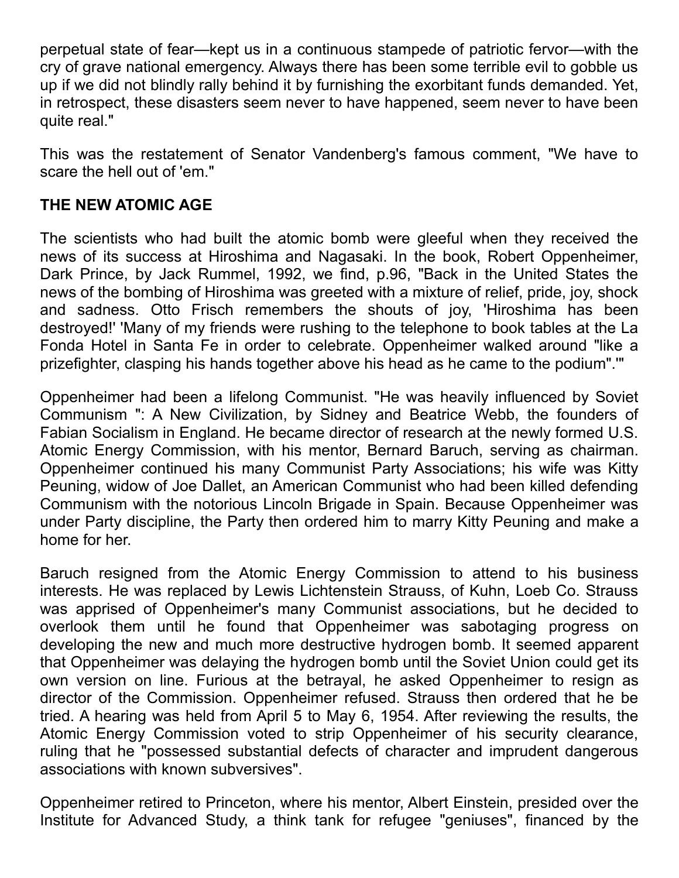perpetual state of fear—kept us in a continuous stampede of patriotic fervor—with the cry of grave national emergency. Always there has been some terrible evil to gobble us up if we did not blindly rally behind it by furnishing the exorbitant funds demanded. Yet, in retrospect, these disasters seem never to have happened, seem never to have been quite real."

This was the restatement of Senator Vandenberg's famous comment, "We have to scare the hell out of 'em."

**THE NEW ATOMIC AGE**

The scientists who had built the atomic bomb were gleeful when they received the news of its success at Hiroshima and Nagasaki. In the book, Robert Oppenheimer, Dark Prince, by Jack Rummel, 1992, we find, p.96, "Back in the United States the news of the bombing of Hiroshima was greeted with a mixture of relief, pride, joy, shock and sadness. Otto Frisch remembers the shouts of joy, 'Hiroshima has been destroyed!' 'Many of my friends were rushing to the telephone to book tables at the La Fonda Hotel in Santa Fe in order to celebrate. Oppenheimer walked around "like a prizefighter, clasping his hands together above his head as he came to the podium".'"

Oppenheimer had been a lifelong Communist. "He was heavily influenced by Soviet Communism ": A New Civilization, by Sidney and Beatrice Webb, the founders of Fabian Socialism in England. He became director of research at the newly formed U.S. Atomic Energy Commission, with his mentor, Bernard Baruch, serving as chairman. Oppenheimer continued his many Communist Party Associations; his wife was Kitty Peuning, widow of Joe Dallet, an American Communist who had been killed defending Communism with the notorious Lincoln Brigade in Spain. Because Oppenheimer was under Party discipline, the Party then ordered him to marry Kitty Peuning and make a home for her.

Baruch resigned from the Atomic Energy Commission to attend to his business interests. He was replaced by Lewis Lichtenstein Strauss, of Kuhn, Loeb Co. Strauss was apprised of Oppenheimer's many Communist associations, but he decided to overlook them until he found that Oppenheimer was sabotaging progress on developing the new and much more destructive hydrogen bomb. It seemed apparent that Oppenheimer was delaying the hydrogen bomb until the Soviet Union could get its own version on line. Furious at the betrayal, he asked Oppenheimer to resign as director of the Commission. Oppenheimer refused. Strauss then ordered that he be tried. A hearing was held from April 5 to May 6, 1954. After reviewing the results, the Atomic Energy Commission voted to strip Oppenheimer of his security clearance, ruling that he "possessed substantial defects of character and imprudent dangerous associations with known subversives".

Oppenheimer retired to Princeton, where his mentor, Albert Einstein, presided over the Institute for Advanced Study, a think tank for refugee "geniuses", financed by the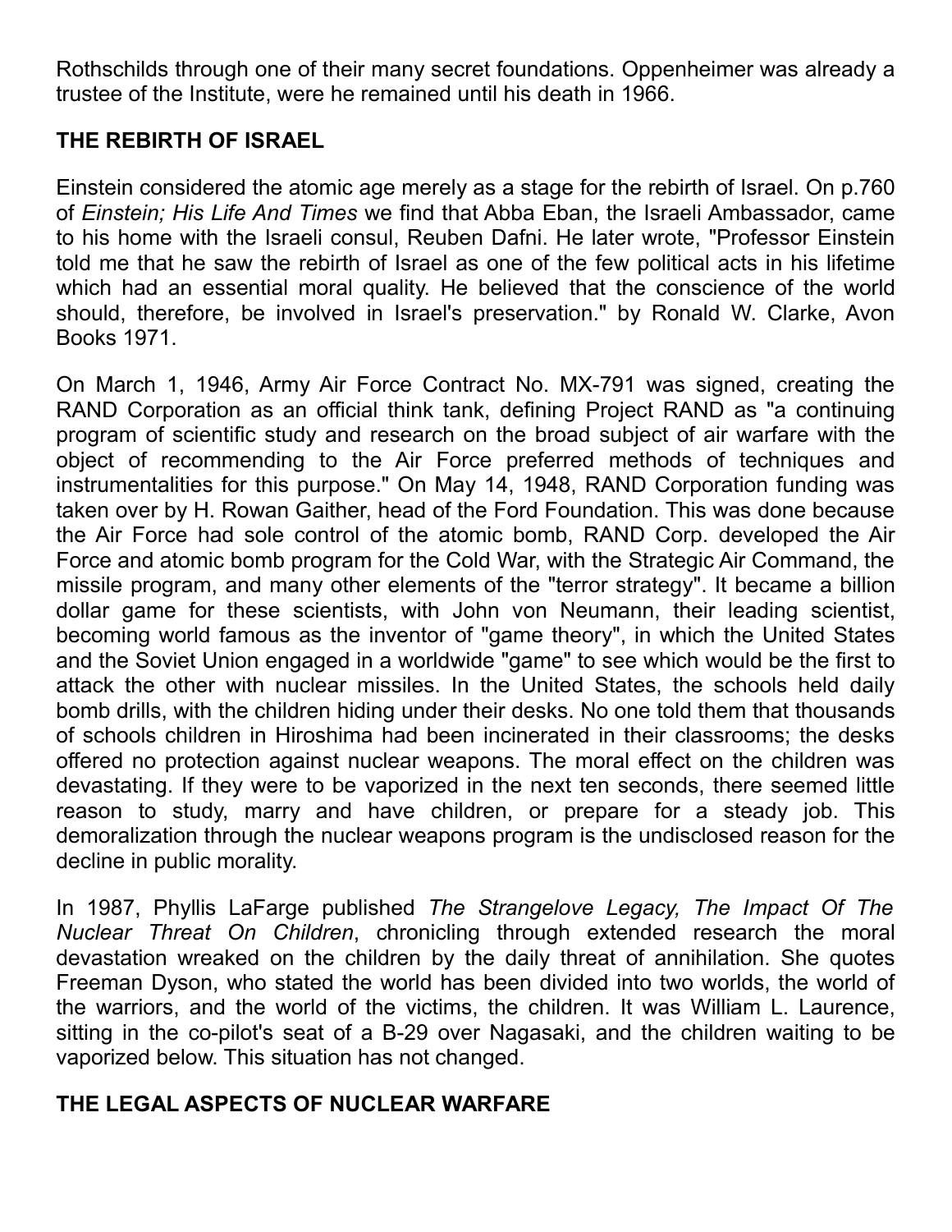Rothschilds through one of their many secret foundations. Oppenheimer was already a trustee of the Institute, were he remained until his death in 1966.

## THE REBIRTH OF ISRAEL

Einstein considered the atomic age merely as a stage for the rebirth of Israel. On p.760 of *Einstein; His Life And Times* we find that Abba Eban, the Israeli Ambassador, came to his home with the Israeli consul, Reuben Dafni. He later wrote, "Professor Einstein told me that he saw the rebirth of Israel as one of the few political acts in his lifetime which had an essential moral quality. He believed that the conscience of the world should, therefore, be involved in Israel's preservation." by Ronald W. Clarke, Avon Books 1971.

On March 1, 1946, Army Air Force Contract No. MX-791 was signed, creating the RAND Corporation as an official think tank, defining Project RAND as "a continuing program of scientific study and research on the broad subject of air warfare with the object of recommending to the Air Force preferred methods of techniques and instrumentalities for this purpose." On May 14, 1948, RAND Corporation funding was taken over by H. Rowan Gaither, head of the Ford Foundation. This was done because the Air Force had sole control of the atomic bomb, RAND Corp. developed the Air Force and atomic bomb program for the Cold War, with the Strategic Air Command, the missile program, and many other elements of the "terror strategy". It became a billion dollar game for these scientists, with John von Neumann, their leading scientist, becoming world famous as the inventor of "game theory", in which the United States and the Soviet Union engaged in a worldwide "game" to see which would be the first to attack the other with nuclear missiles. In the United States, the schools held daily bomb drills, with the children hiding under their desks. No one told them that thousands of schools children in Hiroshima had been incinerated in their classrooms; the desks offered no protection against nuclear weapons. The moral effect on the children was devastating. If they were to be vaporized in the next ten seconds, there seemed little reason to study, marry and have children, or prepare for a steady job. This demoralization through the nuclear weapons program is the undisclosed reason for the decline in public morality.

In 1987, Phyllis LaFarge published *The Strangelove Legacy, The Impact Of The Nuclear Threat On Children*, chronicling through extended research the moral devastation wreaked on the children by the daily threat of annihilation. She quotes Freeman Dyson, who stated the world has been divided into two worlds, the world of the warriors, and the world of the victims, the children. It was William L. Laurence, sitting in the co-pilot's seat of a B-29 over Nagasaki, and the children waiting to be vaporized below. This situation has not changed.

## THE LEGAL ASPECTS OF NUCLEAR WARFARE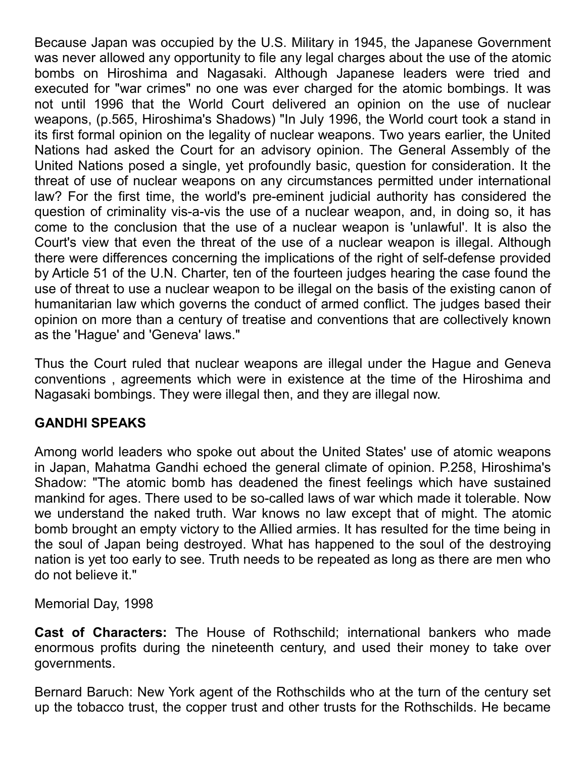Because Japan was occupied by the U.S. Military in 1945, the Japanese Government was never allowed any opportunity to file any legal charges about the use of the atomic bombs on Hiroshima and Nagasaki. Although Japanese leaders were tried and executed for "war crimes" no one was ever charged for the atomic bombings. It was not until 1996 that the World Court delivered an opinion on the use of nuclear weapons, (p.565, Hiroshima's Shadows) "In July 1996, the World court took a stand in its first formal opinion on the legality of nuclear weapons. Two years earlier, the United Nations had asked the Court for an advisory opinion. The General Assembly of the United Nations posed a single, yet profoundly basic, question for consideration. It the threat of use of nuclear weapons on any circumstances permitted under international law? For the first time, the world's pre-eminent judicial authority has considered the question of criminality vis-a-vis the use of a nuclear weapon, and, in doing so, it has come to the conclusion that the use of a nuclear weapon is 'unlawful'. It is also the Court's view that even the threat of the use of a nuclear weapon is illegal. Although there were differences concerning the implications of the right of self-defense provided by Article 51 of the U.N. Charter, ten of the fourteen judges hearing the case found the use of threat to use a nuclear weapon to be illegal on the basis of the existing canon of humanitarian law which governs the conduct of armed conflict. The judges based their opinion on more than a century of treatise and conventions that are collectively known as the 'Hague' and 'Geneva' laws."

Thus the Court ruled that nuclear weapons are illegal under the Hague and Geneva conventions , agreements which were in existence at the time of the Hiroshima and Nagasaki bombings. They were illegal then, and they are illegal now.

## GANDHI SPEAKS

Among world leaders who spoke out about the United States' use of atomic weapons in Japan, Mahatma Gandhi echoed the general climate of opinion. P.258, Hiroshima's Shadow: "The atomic bomb has deadened the finest feelings which have sustained mankind for ages. There used to be so-called laws of war which made it tolerable. Now we understand the naked truth. War knows no law except that of might. The atomic bomb brought an empty victory to the Allied armies. It has resulted for the time being in the soul of Japan being destroyed. What has happened to the soul of the destroying nation is yet too early to see. Truth needs to be repeated as long as there are men who do not believe it."

Memorial Day, 1998

**Cast of Characters:** The House of Rothschild; international bankers who made enormous profits during the nineteenth century, and used their money to take over governments.

Bernard Baruch: New York agent of the Rothschilds who at the turn of the century set up the tobacco trust, the copper trust and other trusts for the Rothschilds. He became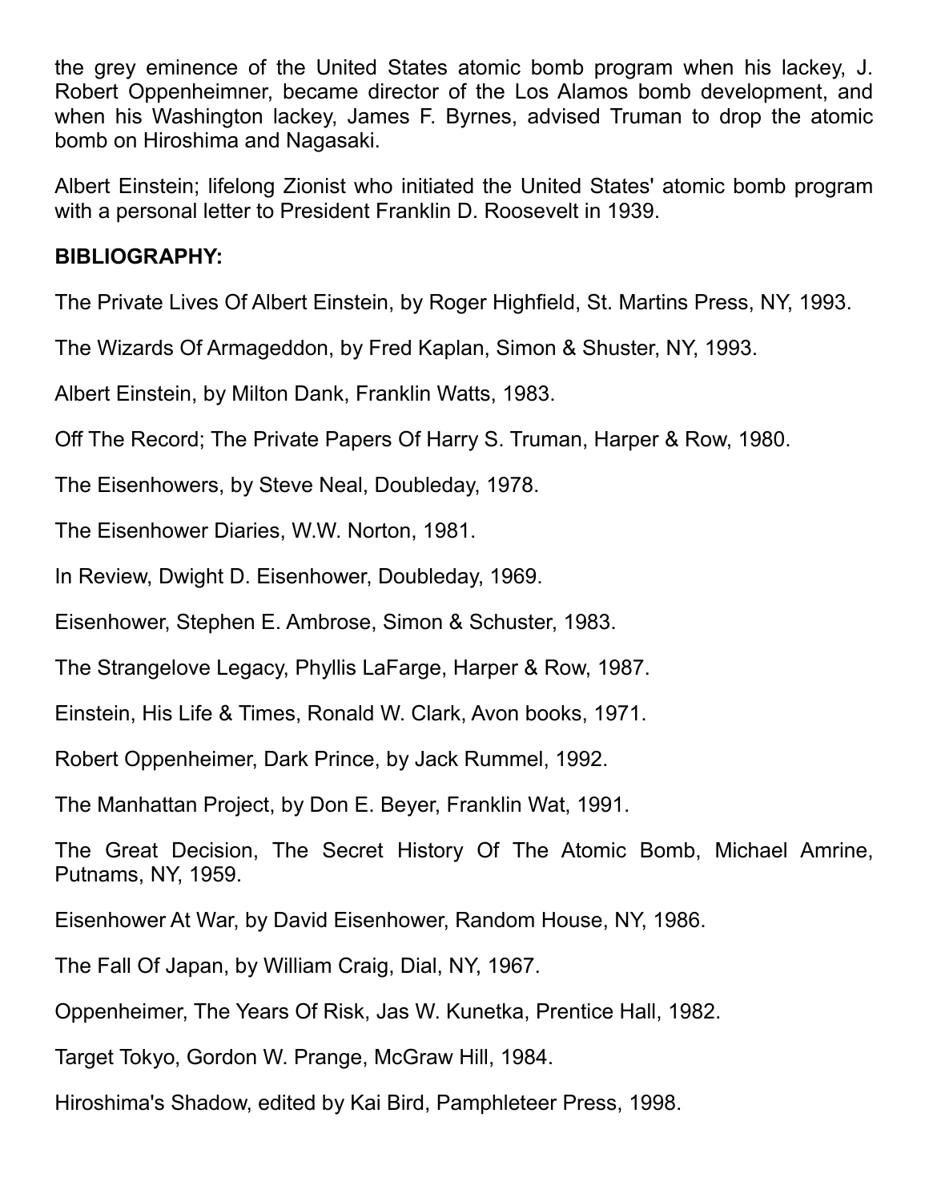the grey eminence of the United States atomic bomb program when his lackey, J. Robert Oppenheimner, became director of the Los Alamos bomb development, and when his Washington lackey, James F. Byrnes, advised Truman to drop the atomic bomb on Hiroshima and Nagasaki.

Albert Einstein; lifelong Zionist who initiated the United States' atomic bomb program with a personal letter to President Franklin D. Roosevelt in 1939.

**BIBLIOGRAPHY:**

The Private Lives Of Albert Einstein, by Roger Highfield, St. Martins Press, NY, 1993.

The Wizards Of Armageddon, by Fred Kaplan, Simon & Shuster, NY, 1993.

Albert Einstein, by Milton Dank, Franklin Watts, 1983.

Off The Record; The Private Papers Of Harry S. Truman, Harper & Row, 1980.

The Eisenhowers, by Steve Neal, Doubleday, 1978.

The Eisenhower Diaries, W.W. Norton, 1981.

In Review, Dwight D. Eisenhower, Doubleday, 1969.

Eisenhower, Stephen E. Ambrose, Simon & Schuster, 1983.

The Strangelove Legacy, Phyllis LaFarge, Harper & Row, 1987.

Einstein, His Life & Times, Ronald W. Clark, Avon books, 1971.

Robert Oppenheimer, Dark Prince, by Jack Rummel, 1992.

The Manhattan Project, by Don E. Beyer, Franklin Wat, 1991.

The Great Decision, The Secret History Of The Atomic Bomb, Michael Amrine, Putnams, NY, 1959.

Eisenhower At War, by David Eisenhower, Random House, NY, 1986.

The Fall Of Japan, by William Craig, Dial, NY, 1967.

Oppenheimer, The Years Of Risk, Jas W. Kunetka, Prentice Hall, 1982.

Target Tokyo, Gordon W. Prange, McGraw Hill, 1984.

Hiroshima's Shadow, edited by Kai Bird, Pamphleteer Press, 1998.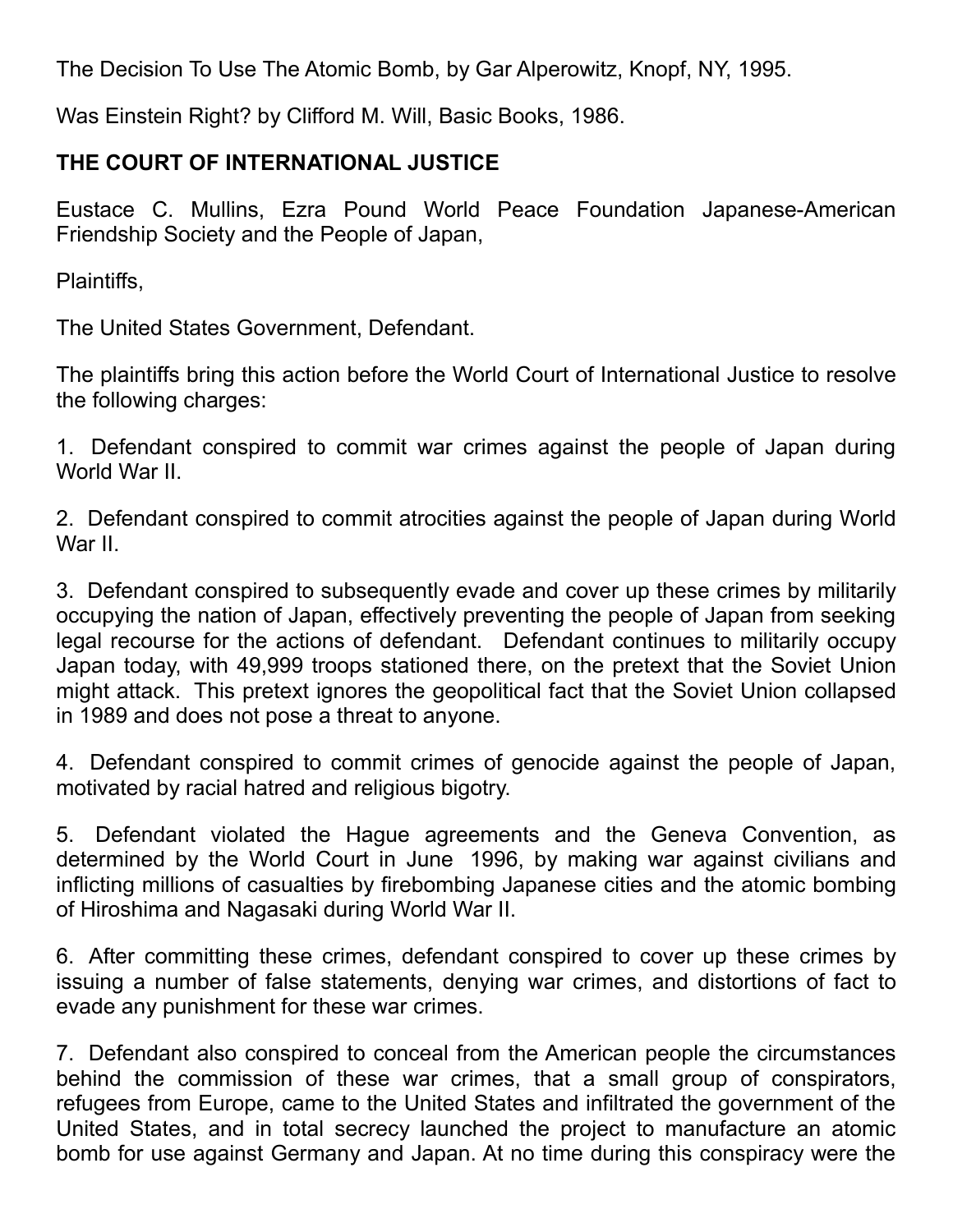The Decision To Use The Atomic Bomb, by Gar Alperowitz, Knopf, NY, 1995.

Was Einstein Right? by Clifford M. Will, Basic Books, 1986.

**THE COURT OF INTERNATIONAL JUSTICE**

Eustace C. Mullins, Ezra Pound World Peace Foundation Japanese-American Friendship Society and the People of Japan,

Plaintiffs,

The United States Government, Defendant.

The plaintiffs bring this action before the World Court of International Justice to resolve the following charges:

1. Defendant conspired to commit war crimes against the people of Japan during World War II.

2. Defendant conspired to commit atrocities against the people of Japan during World War II.

3. Defendant conspired to subsequently evade and cover up these crimes by militarily occupying the nation of Japan, effectively preventing the people of Japan from seeking legal recourse for the actions of defendant. Defendant continues to militarily occupy Japan today, with 49,999 troops stationed there, on the pretext that the Soviet Union might attack. This pretext ignores the geopolitical fact that the Soviet Union collapsed in 1989 and does not pose a threat to anyone.

4. Defendant conspired to commit crimes of genocide against the people of Japan, motivated by racial hatred and religious bigotry.

5. Defendant violated the Hague agreements and the Geneva Convention, as determined by the World Court in June 1996, by making war against civilians and inflicting millions of casualties by firebombing Japanese cities and the atomic bombing of Hiroshima and Nagasaki during World War II.

6. After committing these crimes, defendant conspired to cover up these crimes by issuing a number of false statements, denying war crimes, and distortions of fact to evade any punishment for these war crimes.

7. Defendant also conspired to conceal from the American people the circumstances behind the commission of these war crimes, that a small group of conspirators, refugees from Europe, came to the United States and infiltrated the government of the United States, and in total secrecy launched the project to manufacture an atomic bomb for use against Germany and Japan. At no time during this conspiracy were the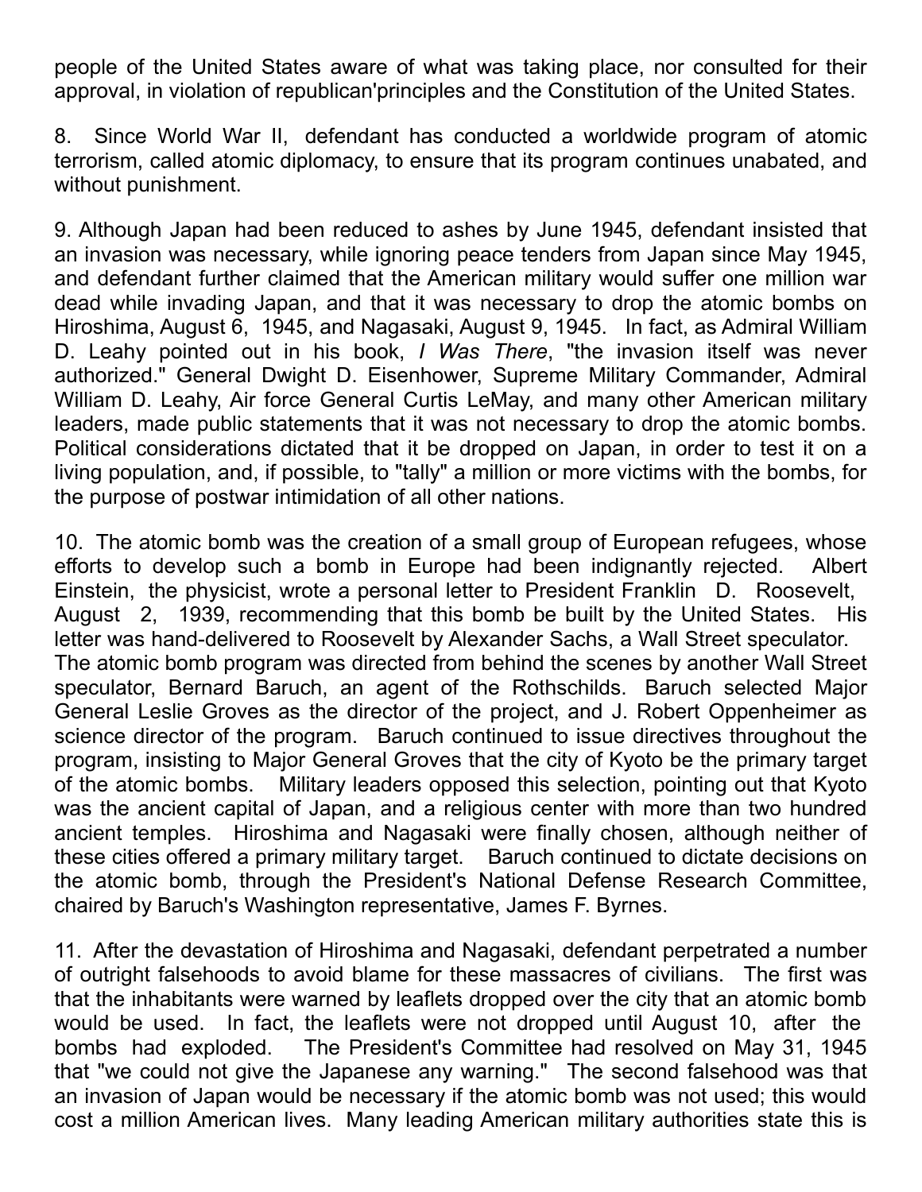people of the United States aware of what was taking place, nor consulted for their approval, in violation of republican'principles and the Constitution of the United States.

8. Since World War II, defendant has conducted a worldwide program of atomic terrorism, called atomic diplomacy, to ensure that its program continues unabated, and without punishment.

9. Although Japan had been reduced to ashes by June 1945, defendant insisted that an invasion was necessary, while ignoring peace tenders from Japan since May 1945, and defendant further claimed that the American military would suffer one million war dead while invading Japan, and that it was necessary to drop the atomic bombs on Hiroshima, August 6, 1945, and Nagasaki, August 9, 1945. In fact, as Admiral William D. Leahy pointed out in his book, *I Was There*, "the invasion itself was never authorized." General Dwight D. Eisenhower, Supreme Military Commander, Admiral William D. Leahy, Air force General Curtis LeMay, and many other American military leaders, made public statements that it was not necessary to drop the atomic bombs. Political considerations dictated that it be dropped on Japan, in order to test it on a living population, and, if possible, to "tally" a million or more victims with the bombs, for the purpose of postwar intimidation of all other nations.

10. The atomic bomb was the creation of a small group of European refugees, whose efforts to develop such a bomb in Europe had been indignantly rejected. Albert Einstein, the physicist, wrote a personal letter to President Franklin D. Roosevelt, August 2, 1939, recommending that this bomb be built by the United States. His letter was hand-delivered to Roosevelt by Alexander Sachs, a Wall Street speculator. The atomic bomb program was directed from behind the scenes by another Wall Street speculator, Bernard Baruch, an agent of the Rothschilds. Baruch selected Major General Leslie Groves as the director of the project, and J. Robert Oppenheimer as science director of the program. Baruch continued to issue directives throughout the program, insisting to Major General Groves that the city of Kyoto be the primary target of the atomic bombs. Military leaders opposed this selection, pointing out that Kyoto was the ancient capital of Japan, and a religious center with more than two hundred ancient temples. Hiroshima and Nagasaki were finally chosen, although neither of these cities offered a primary military target. Baruch continued to dictate decisions on the atomic bomb, through the President's National Defense Research Committee, chaired by Baruch's Washington representative, James F. Byrnes.

11. After the devastation of Hiroshima and Nagasaki, defendant perpetrated a number of outright falsehoods to avoid blame for these massacres of civilians. The first was that the inhabitants were warned by leaflets dropped over the city that an atomic bomb would be used. In fact, the leaflets were not dropped until August 10, after the bombs had exploded. The President's Committee had resolved on May 31, 1945 that "we could not give the Japanese any warning." The second falsehood was that an invasion of Japan would be necessary if the atomic bomb was not used; this would cost a million American lives. Many leading American military authorities state this is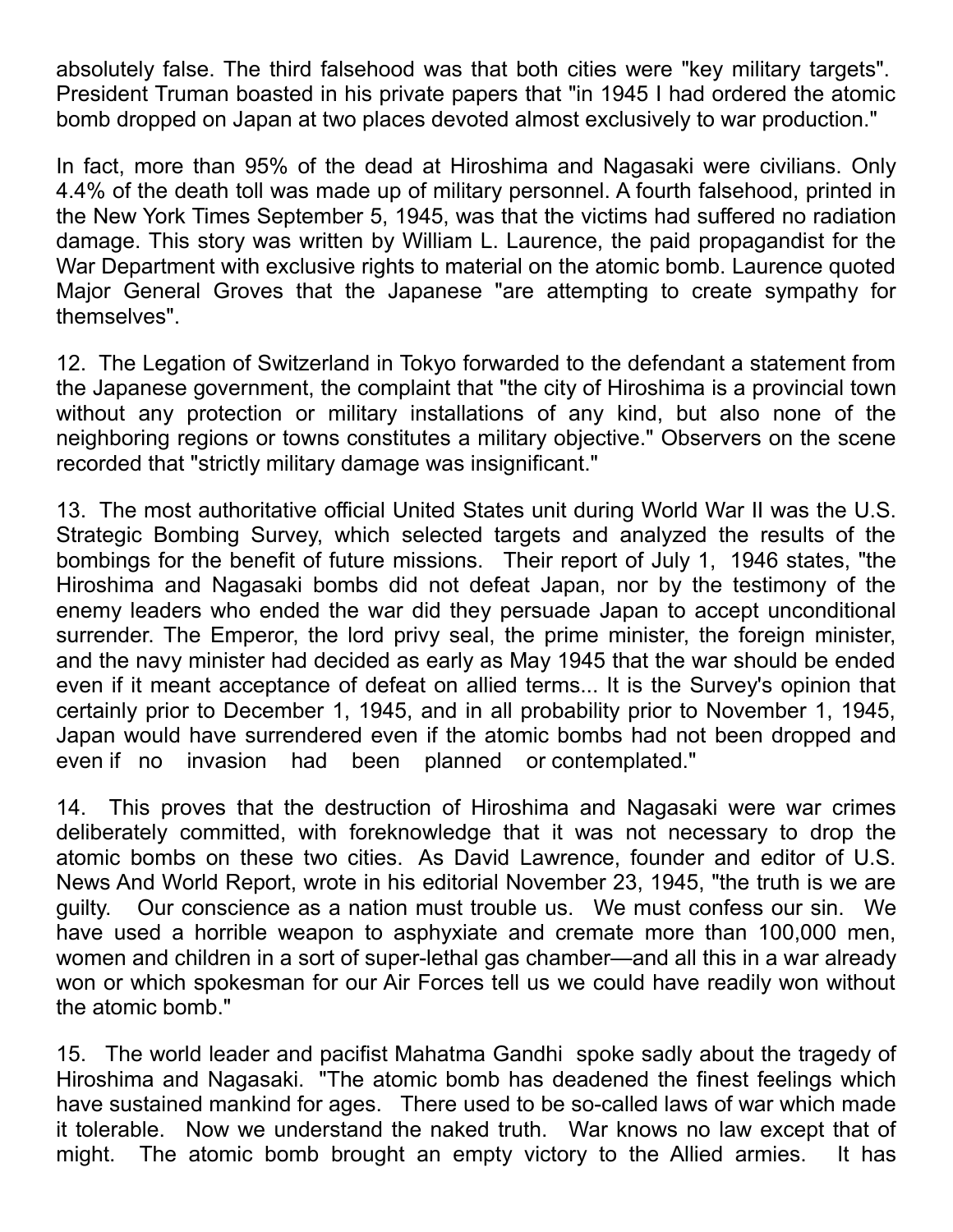absolutely false. The third falsehood was that both cities were "key military targets". President Truman boasted in his private papers that "in 1945 I had ordered the atomic bomb dropped on Japan at two places devoted almost exclusively to war production."

In fact, more than 95% of the dead at Hiroshima and Nagasaki were civilians. Only 4.4% of the death toll was made up of military personnel. A fourth falsehood, printed in the New York Times September 5, 1945, was that the victims had suffered no radiation damage. This story was written by William L. Laurence, the paid propagandist for the War Department with exclusive rights to material on the atomic bomb. Laurence quoted Major General Groves that the Japanese "are attempting to create sympathy for themselves".

12. The Legation of Switzerland in Tokyo forwarded to the defendant a statement from the Japanese government, the complaint that "the city of Hiroshima is a provincial town without any protection or military installations of any kind, but also none of the neighboring regions or towns constitutes a military objective." Observers on the scene recorded that "strictly military damage was insignificant."

13. The most authoritative official United States unit during World War II was the U.S. Strategic Bombing Survey, which selected targets and analyzed the results of the bombings for the benefit of future missions. Their report of July 1, 1946 states, "the Hiroshima and Nagasaki bombs did not defeat Japan, nor by the testimony of the enemy leaders who ended the war did they persuade Japan to accept unconditional surrender. The Emperor, the lord privy seal, the prime minister, the foreign minister, and the navy minister had decided as early as May 1945 that the war should be ended even if it meant acceptance of defeat on allied terms... It is the Survey's opinion that certainly prior to December 1, 1945, and in all probability prior to November 1, 1945, Japan would have surrendered even if the atomic bombs had not been dropped and even if no invasion had been planned or contemplated."

14. This proves that the destruction of Hiroshima and Nagasaki were war crimes deliberately committed, with foreknowledge that it was not necessary to drop the atomic bombs on these two cities. As David Lawrence, founder and editor of U.S. News And World Report, wrote in his editorial November 23, 1945, "the truth is we are guilty. Our conscience as a nation must trouble us. We must confess our sin. We have used a horrible weapon to asphyxiate and cremate more than 100,000 men, women and children in a sort of super-lethal gas chamber—and all this in a war already won or which spokesman for our Air Forces tell us we could have readily won without the atomic bomb."

15. The world leader and pacifist Mahatma Gandhi spoke sadly about the tragedy of Hiroshima and Nagasaki. "The atomic bomb has deadened the finest feelings which have sustained mankind for ages. There used to be so-called laws of war which made it tolerable. Now we understand the naked truth. War knows no law except that of might. The atomic bomb brought an empty victory to the Allied armies. It has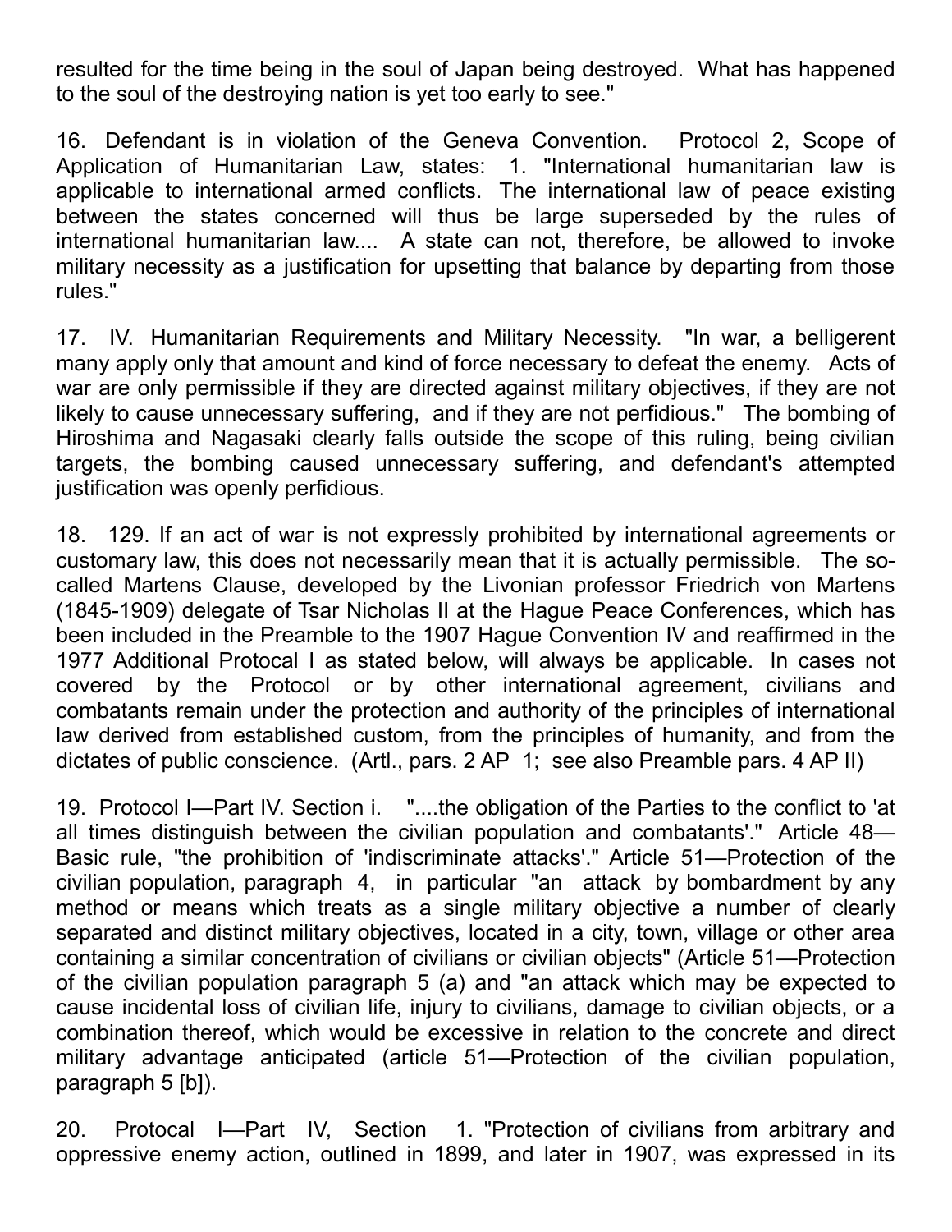resulted for the time being in the soul of Japan being destroyed. What has happened to the soul of the destroying nation is yet too early to see."

16. Defendant is in violation of the Geneva Convention. Protocol 2, Scope of Application of Humanitarian Law, states: 1. "International humanitarian law is applicable to international armed conflicts. The international law of peace existing between the states concerned will thus be large superseded by the rules of international humanitarian law.... A state can not, therefore, be allowed to invoke military necessity as a justification for upsetting that balance by departing from those rules."

17. IV. Humanitarian Requirements and Military Necessity. "In war, a belligerent many apply only that amount and kind of force necessary to defeat the enemy. Acts of war are only permissible if they are directed against military objectives, if they are not likely to cause unnecessary suffering, and if they are not perfidious." The bombing of Hiroshima and Nagasaki clearly falls outside the scope of this ruling, being civilian targets, the bombing caused unnecessary suffering, and defendant's attempted justification was openly perfidious.

18. 129. If an act of war is not expressly prohibited by international agreements or customary law, this does not necessarily mean that it is actually permissible. The so-called Martens Clause, developed by the Livonian professor Friedrich von Martens (1845-1909) delegate of Tsar Nicholas II at the Hague Peace Conferences, which has been included in the Preamble to the 1907 Hague Convention IV and reaffirmed in the 1977 Additional Protocal I as stated below, will always be applicable. In cases not covered by the Protocol or by other international agreement, civilians and combatants remain under the protection and authority of the principles of international law derived from established custom, from the principles of humanity, and from the dictates of public conscience. (Artl., pars. 2 AP 1; see also Preamble pars. 4 AP II)

19. Protocol I—Part IV. Section i. "....the obligation of the Parties to the conflict to 'at all times distinguish between the civilian population and combatants'." Article 48—Basic rule, "the prohibition of 'indiscriminate attacks'." Article 51—Protection of the civilian population, paragraph 4, in particular "an attack by bombardment by any method or means which treats as a single military objective a number of clearly separated and distinct military objectives, located in a city, town, village or other area containing a similar concentration of civilians or civilian objects" (Article 51—Protection of the civilian population paragraph 5 (a) and "an attack which may be expected to cause incidental loss of civilian life, injury to civilians, damage to civilian objects, or a combination thereof, which would be excessive in relation to the concrete and direct military advantage anticipated (article 51—Protection of the civilian population, paragraph 5 [b]).

20. Protocal I—Part IV, Section 1. "Protection of civilians from arbitrary and oppressive enemy action, outlined in 1899, and later in 1907, was expressed in its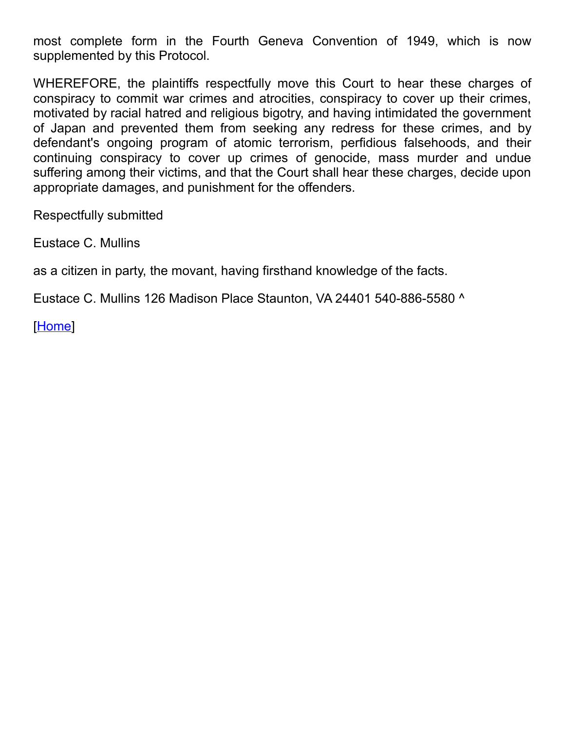most complete form in the Fourth Geneva Convention of 1949, which is now supplemented by this Protocol.

WHEREFORE, the plaintiffs respectfully move this Court to hear these charges of conspiracy to commit war crimes and atrocities, conspiracy to cover up their crimes, motivated by racial hatred and religious bigotry, and having intimidated the government of Japan and prevented them from seeking any redress for these crimes, and by defendant's ongoing program of atomic terrorism, perfidious falsehoods, and their continuing conspiracy to cover up crimes of genocide, mass murder and undue suffering among their victims, and that the Court shall hear these charges, decide upon appropriate damages, and punishment for the offenders.

Respectfully submitted

Eustace C. Mullins

as a citizen in party, the movant, having firsthand knowledge of the facts.

Eustace C. Mullins 126 Madison Place Staunton, VA 24401 540-886-5580 ^

[Home]